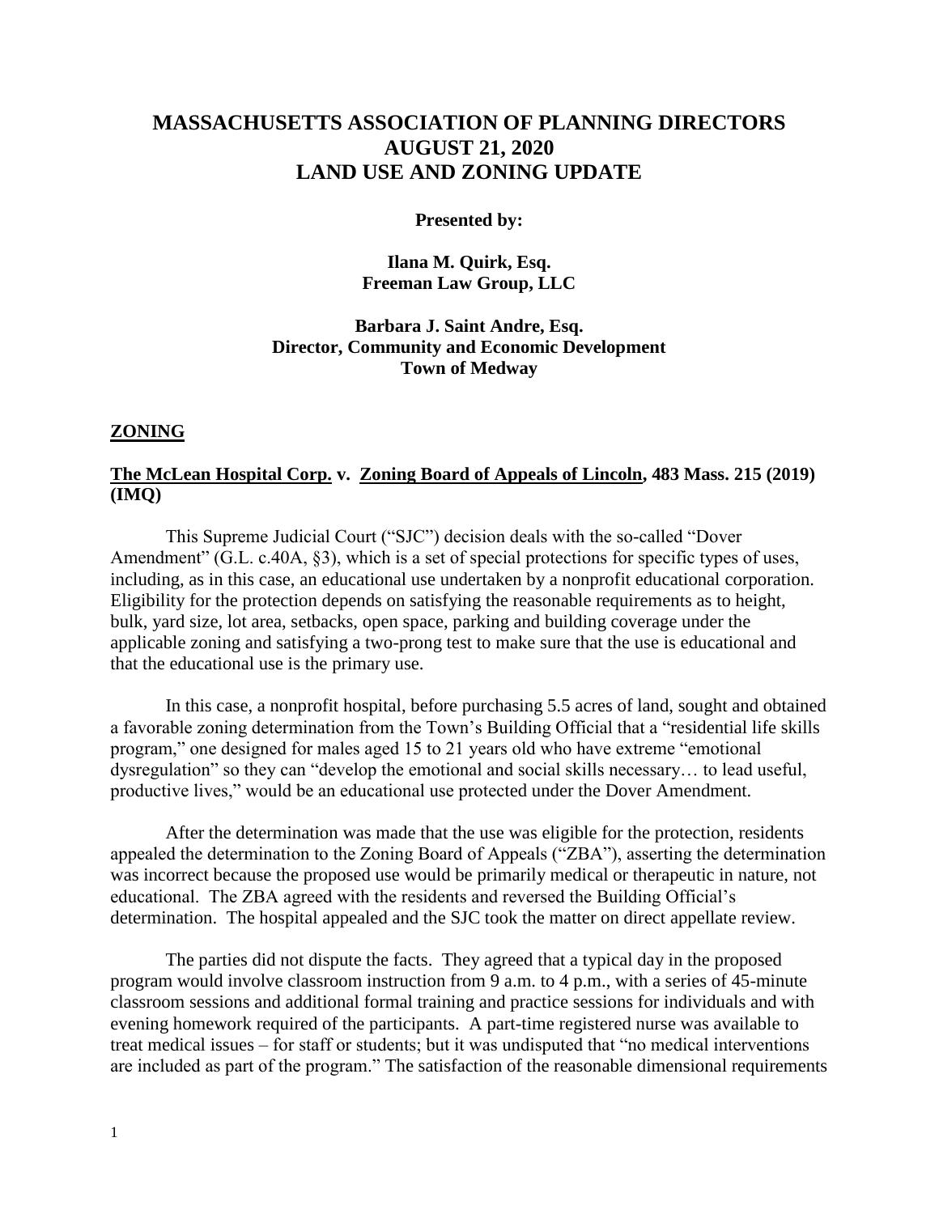# MASSACHUSETTS ASSOCIATION OF PLANNING DIRECTORS
# AUGUST 21, 2020
# LAND USE AND ZONING UPDATE

**Presented by:**

**Ilana M. Quirk, Esq.**
**Freeman Law Group, LLC**

**Barbara J. Saint Andre, Esq.**
**Director, Community and Economic Development**
**Town of Medway**

## ZONING

### The McLean Hospital Corp. v. Zoning Board of Appeals of Lincoln, 483 Mass. 215 (2019) (IMQ)

This Supreme Judicial Court ("SJC") decision deals with the so-called "Dover Amendment" (G.L. c.40A, §3), which is a set of special protections for specific types of uses, including, as in this case, an educational use undertaken by a nonprofit educational corporation. Eligibility for the protection depends on satisfying the reasonable requirements as to height, bulk, yard size, lot area, setbacks, open space, parking and building coverage under the applicable zoning and satisfying a two-prong test to make sure that the use is educational and that the educational use is the primary use.

In this case, a nonprofit hospital, before purchasing 5.5 acres of land, sought and obtained a favorable zoning determination from the Town's Building Official that a "residential life skills program," one designed for males aged 15 to 21 years old who have extreme "emotional dysregulation" so they can "develop the emotional and social skills necessary… to lead useful, productive lives," would be an educational use protected under the Dover Amendment.

After the determination was made that the use was eligible for the protection, residents appealed the determination to the Zoning Board of Appeals ("ZBA"), asserting the determination was incorrect because the proposed use would be primarily medical or therapeutic in nature, not educational. The ZBA agreed with the residents and reversed the Building Official's determination. The hospital appealed and the SJC took the matter on direct appellate review.

The parties did not dispute the facts. They agreed that a typical day in the proposed program would involve classroom instruction from 9 a.m. to 4 p.m., with a series of 45-minute classroom sessions and additional formal training and practice sessions for individuals and with evening homework required of the participants. A part-time registered nurse was available to treat medical issues – for staff or students; but it was undisputed that "no medical interventions are included as part of the program." The satisfaction of the reasonable dimensional requirements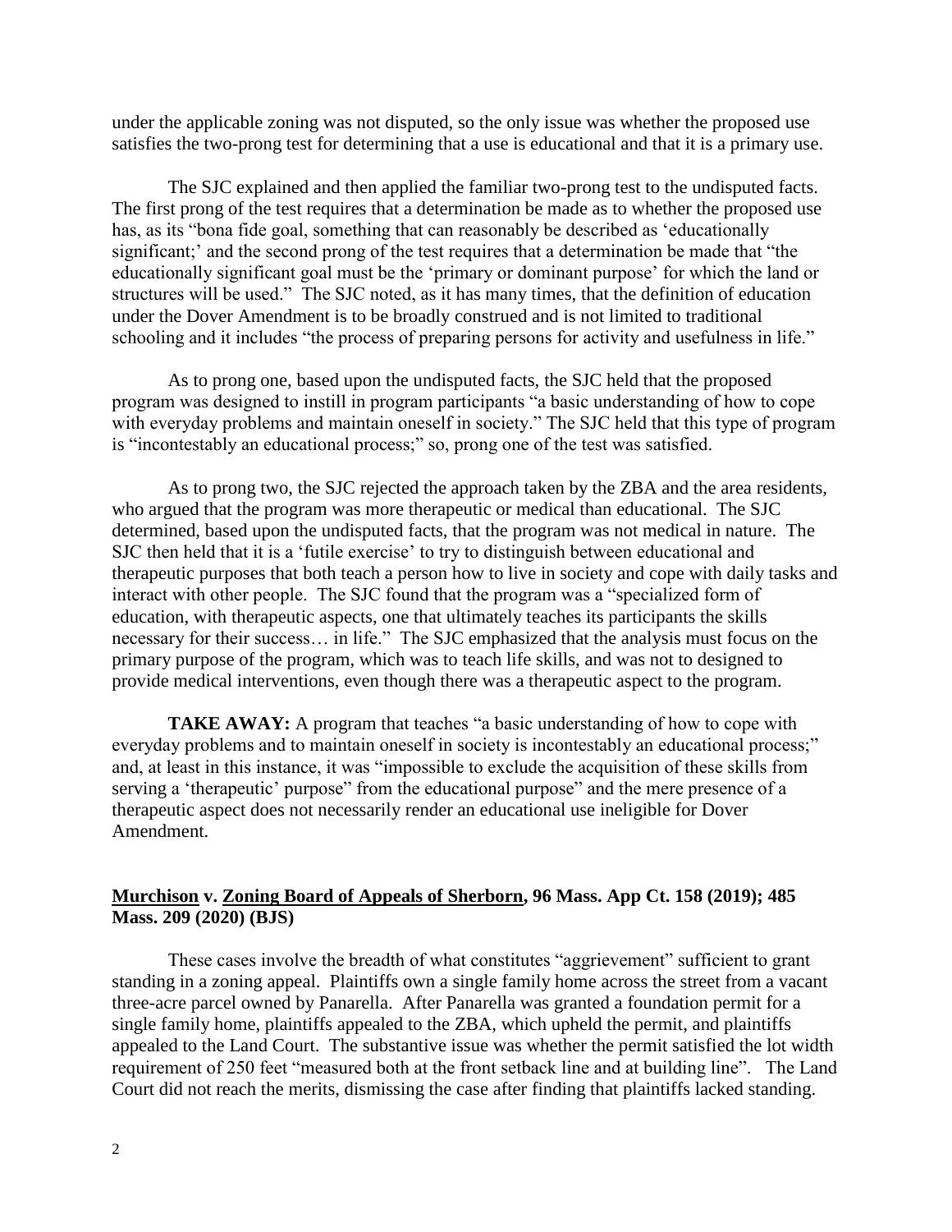under the applicable zoning was not disputed, so the only issue was whether the proposed use satisfies the two-prong test for determining that a use is educational and that it is a primary use.

The SJC explained and then applied the familiar two-prong test to the undisputed facts. The first prong of the test requires that a determination be made as to whether the proposed use has, as its "bona fide goal, something that can reasonably be described as 'educationally significant;' and the second prong of the test requires that a determination be made that "the educationally significant goal must be the 'primary or dominant purpose' for which the land or structures will be used." The SJC noted, as it has many times, that the definition of education under the Dover Amendment is to be broadly construed and is not limited to traditional schooling and it includes "the process of preparing persons for activity and usefulness in life."

As to prong one, based upon the undisputed facts, the SJC held that the proposed program was designed to instill in program participants "a basic understanding of how to cope with everyday problems and maintain oneself in society." The SJC held that this type of program is "incontestably an educational process;" so, prong one of the test was satisfied.

As to prong two, the SJC rejected the approach taken by the ZBA and the area residents, who argued that the program was more therapeutic or medical than educational. The SJC determined, based upon the undisputed facts, that the program was not medical in nature. The SJC then held that it is a 'futile exercise' to try to distinguish between educational and therapeutic purposes that both teach a person how to live in society and cope with daily tasks and interact with other people. The SJC found that the program was a "specialized form of education, with therapeutic aspects, one that ultimately teaches its participants the skills necessary for their success… in life." The SJC emphasized that the analysis must focus on the primary purpose of the program, which was to teach life skills, and was not to designed to provide medical interventions, even though there was a therapeutic aspect to the program.

**TAKE AWAY:** A program that teaches "a basic understanding of how to cope with everyday problems and to maintain oneself in society is incontestably an educational process;" and, at least in this instance, it was "impossible to exclude the acquisition of these skills from serving a 'therapeutic' purpose" from the educational purpose" and the mere presence of a therapeutic aspect does not necessarily render an educational use ineligible for Dover Amendment.

### **Murchison v. Zoning Board of Appeals of Sherborn, 96 Mass. App Ct. 158 (2019); 485 Mass. 209 (2020) (BJS)**

These cases involve the breadth of what constitutes "aggrievement" sufficient to grant standing in a zoning appeal. Plaintiffs own a single family home across the street from a vacant three-acre parcel owned by Panarella. After Panarella was granted a foundation permit for a single family home, plaintiffs appealed to the ZBA, which upheld the permit, and plaintiffs appealed to the Land Court. The substantive issue was whether the permit satisfied the lot width requirement of 250 feet "measured both at the front setback line and at building line". The Land Court did not reach the merits, dismissing the case after finding that plaintiffs lacked standing.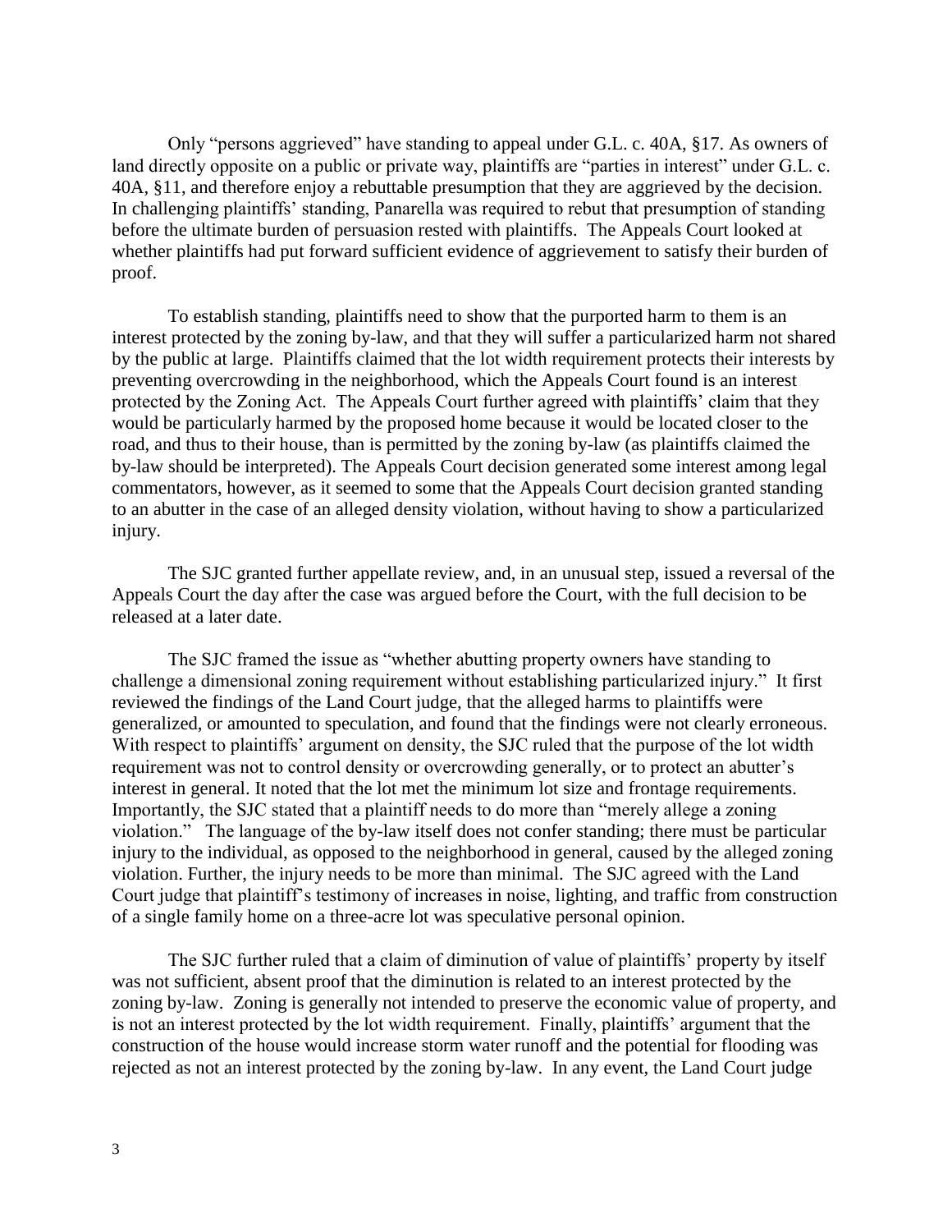Only "persons aggrieved" have standing to appeal under G.L. c. 40A, §17. As owners of land directly opposite on a public or private way, plaintiffs are "parties in interest" under G.L. c. 40A, §11, and therefore enjoy a rebuttable presumption that they are aggrieved by the decision. In challenging plaintiffs' standing, Panarella was required to rebut that presumption of standing before the ultimate burden of persuasion rested with plaintiffs. The Appeals Court looked at whether plaintiffs had put forward sufficient evidence of aggrievement to satisfy their burden of proof.

To establish standing, plaintiffs need to show that the purported harm to them is an interest protected by the zoning by-law, and that they will suffer a particularized harm not shared by the public at large. Plaintiffs claimed that the lot width requirement protects their interests by preventing overcrowding in the neighborhood, which the Appeals Court found is an interest protected by the Zoning Act. The Appeals Court further agreed with plaintiffs' claim that they would be particularly harmed by the proposed home because it would be located closer to the road, and thus to their house, than is permitted by the zoning by-law (as plaintiffs claimed the by-law should be interpreted). The Appeals Court decision generated some interest among legal commentators, however, as it seemed to some that the Appeals Court decision granted standing to an abutter in the case of an alleged density violation, without having to show a particularized injury.

The SJC granted further appellate review, and, in an unusual step, issued a reversal of the Appeals Court the day after the case was argued before the Court, with the full decision to be released at a later date.

The SJC framed the issue as "whether abutting property owners have standing to challenge a dimensional zoning requirement without establishing particularized injury." It first reviewed the findings of the Land Court judge, that the alleged harms to plaintiffs were generalized, or amounted to speculation, and found that the findings were not clearly erroneous. With respect to plaintiffs' argument on density, the SJC ruled that the purpose of the lot width requirement was not to control density or overcrowding generally, or to protect an abutter's interest in general. It noted that the lot met the minimum lot size and frontage requirements. Importantly, the SJC stated that a plaintiff needs to do more than "merely allege a zoning violation." The language of the by-law itself does not confer standing; there must be particular injury to the individual, as opposed to the neighborhood in general, caused by the alleged zoning violation. Further, the injury needs to be more than minimal. The SJC agreed with the Land Court judge that plaintiff's testimony of increases in noise, lighting, and traffic from construction of a single family home on a three-acre lot was speculative personal opinion.

The SJC further ruled that a claim of diminution of value of plaintiffs' property by itself was not sufficient, absent proof that the diminution is related to an interest protected by the zoning by-law. Zoning is generally not intended to preserve the economic value of property, and is not an interest protected by the lot width requirement. Finally, plaintiffs' argument that the construction of the house would increase storm water runoff and the potential for flooding was rejected as not an interest protected by the zoning by-law. In any event, the Land Court judge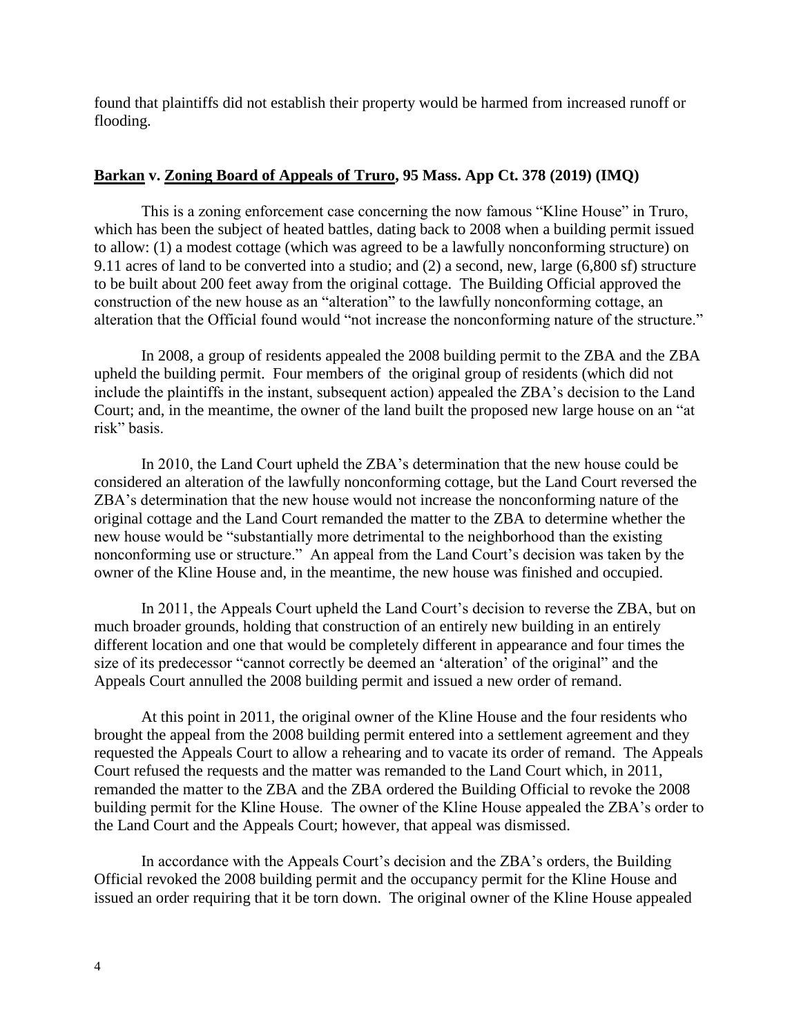found that plaintiffs did not establish their property would be harmed from increased runoff or flooding.

**<u>Barkan</u> v. <u>Zoning Board of Appeals of Truro</u>, 95 Mass. App Ct. 378 (2019) (IMQ)**

This is a zoning enforcement case concerning the now famous "Kline House" in Truro, which has been the subject of heated battles, dating back to 2008 when a building permit issued to allow: (1) a modest cottage (which was agreed to be a lawfully nonconforming structure) on 9.11 acres of land to be converted into a studio; and (2) a second, new, large (6,800 sf) structure to be built about 200 feet away from the original cottage. The Building Official approved the construction of the new house as an "alteration" to the lawfully nonconforming cottage, an alteration that the Official found would "not increase the nonconforming nature of the structure."

In 2008, a group of residents appealed the 2008 building permit to the ZBA and the ZBA upheld the building permit. Four members of the original group of residents (which did not include the plaintiffs in the instant, subsequent action) appealed the ZBA's decision to the Land Court; and, in the meantime, the owner of the land built the proposed new large house on an "at risk" basis.

In 2010, the Land Court upheld the ZBA's determination that the new house could be considered an alteration of the lawfully nonconforming cottage, but the Land Court reversed the ZBA's determination that the new house would not increase the nonconforming nature of the original cottage and the Land Court remanded the matter to the ZBA to determine whether the new house would be "substantially more detrimental to the neighborhood than the existing nonconforming use or structure." An appeal from the Land Court's decision was taken by the owner of the Kline House and, in the meantime, the new house was finished and occupied.

In 2011, the Appeals Court upheld the Land Court's decision to reverse the ZBA, but on much broader grounds, holding that construction of an entirely new building in an entirely different location and one that would be completely different in appearance and four times the size of its predecessor "cannot correctly be deemed an 'alteration' of the original" and the Appeals Court annulled the 2008 building permit and issued a new order of remand.

At this point in 2011, the original owner of the Kline House and the four residents who brought the appeal from the 2008 building permit entered into a settlement agreement and they requested the Appeals Court to allow a rehearing and to vacate its order of remand. The Appeals Court refused the requests and the matter was remanded to the Land Court which, in 2011, remanded the matter to the ZBA and the ZBA ordered the Building Official to revoke the 2008 building permit for the Kline House. The owner of the Kline House appealed the ZBA's order to the Land Court and the Appeals Court; however, that appeal was dismissed.

In accordance with the Appeals Court's decision and the ZBA's orders, the Building Official revoked the 2008 building permit and the occupancy permit for the Kline House and issued an order requiring that it be torn down. The original owner of the Kline House appealed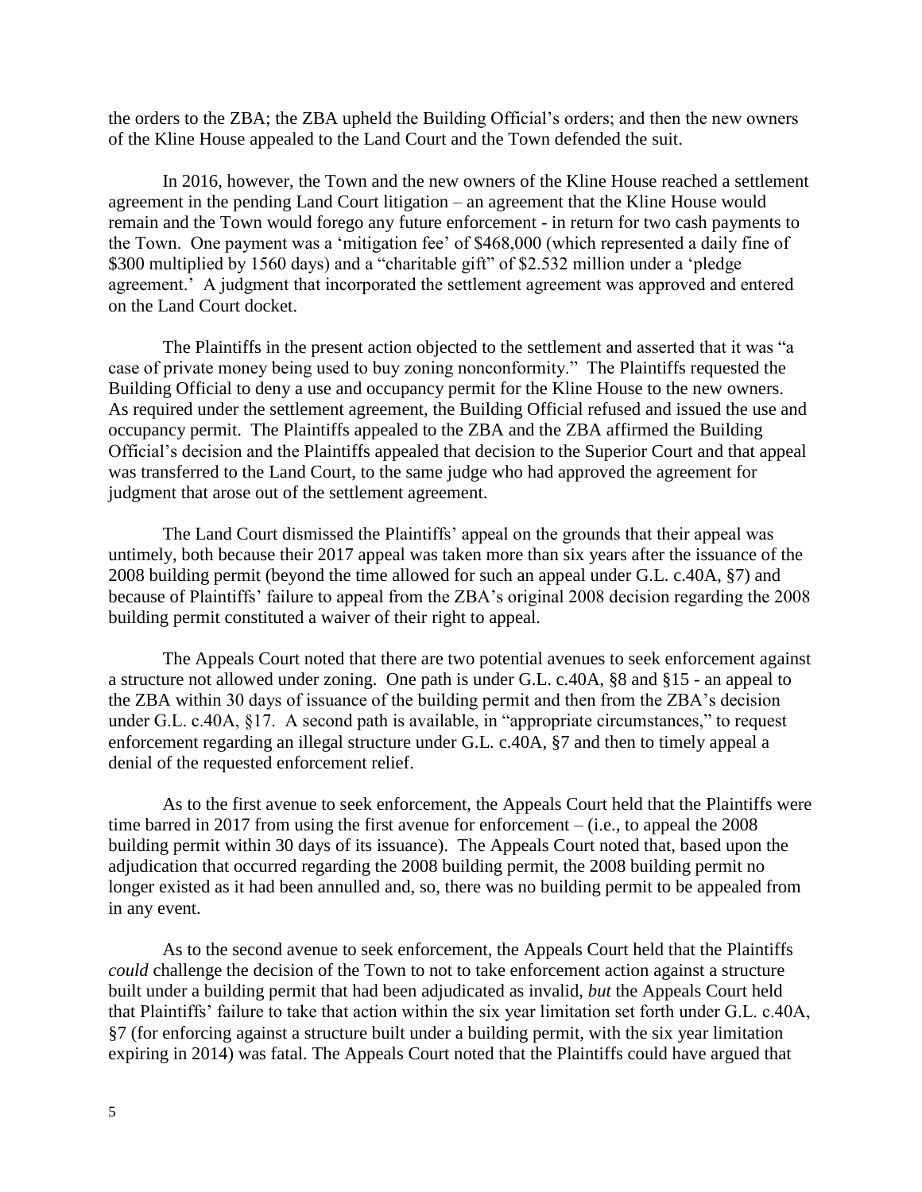the orders to the ZBA; the ZBA upheld the Building Official's orders; and then the new owners of the Kline House appealed to the Land Court and the Town defended the suit.

In 2016, however, the Town and the new owners of the Kline House reached a settlement agreement in the pending Land Court litigation – an agreement that the Kline House would remain and the Town would forego any future enforcement - in return for two cash payments to the Town. One payment was a 'mitigation fee' of $468,000 (which represented a daily fine of $300 multiplied by 1560 days) and a "charitable gift" of $2.532 million under a 'pledge agreement.' A judgment that incorporated the settlement agreement was approved and entered on the Land Court docket.

The Plaintiffs in the present action objected to the settlement and asserted that it was "a case of private money being used to buy zoning nonconformity." The Plaintiffs requested the Building Official to deny a use and occupancy permit for the Kline House to the new owners. As required under the settlement agreement, the Building Official refused and issued the use and occupancy permit. The Plaintiffs appealed to the ZBA and the ZBA affirmed the Building Official's decision and the Plaintiffs appealed that decision to the Superior Court and that appeal was transferred to the Land Court, to the same judge who had approved the agreement for judgment that arose out of the settlement agreement.

The Land Court dismissed the Plaintiffs' appeal on the grounds that their appeal was untimely, both because their 2017 appeal was taken more than six years after the issuance of the 2008 building permit (beyond the time allowed for such an appeal under G.L. c.40A, §7) and because of Plaintiffs' failure to appeal from the ZBA's original 2008 decision regarding the 2008 building permit constituted a waiver of their right to appeal.

The Appeals Court noted that there are two potential avenues to seek enforcement against a structure not allowed under zoning. One path is under G.L. c.40A, §8 and §15 - an appeal to the ZBA within 30 days of issuance of the building permit and then from the ZBA's decision under G.L. c.40A, §17. A second path is available, in "appropriate circumstances," to request enforcement regarding an illegal structure under G.L. c.40A, §7 and then to timely appeal a denial of the requested enforcement relief.

As to the first avenue to seek enforcement, the Appeals Court held that the Plaintiffs were time barred in 2017 from using the first avenue for enforcement – (i.e., to appeal the 2008 building permit within 30 days of its issuance). The Appeals Court noted that, based upon the adjudication that occurred regarding the 2008 building permit, the 2008 building permit no longer existed as it had been annulled and, so, there was no building permit to be appealed from in any event.

As to the second avenue to seek enforcement, the Appeals Court held that the Plaintiffs *could* challenge the decision of the Town to not to take enforcement action against a structure built under a building permit that had been adjudicated as invalid, *but* the Appeals Court held that Plaintiffs' failure to take that action within the six year limitation set forth under G.L. c.40A, §7 (for enforcing against a structure built under a building permit, with the six year limitation expiring in 2014) was fatal. The Appeals Court noted that the Plaintiffs could have argued that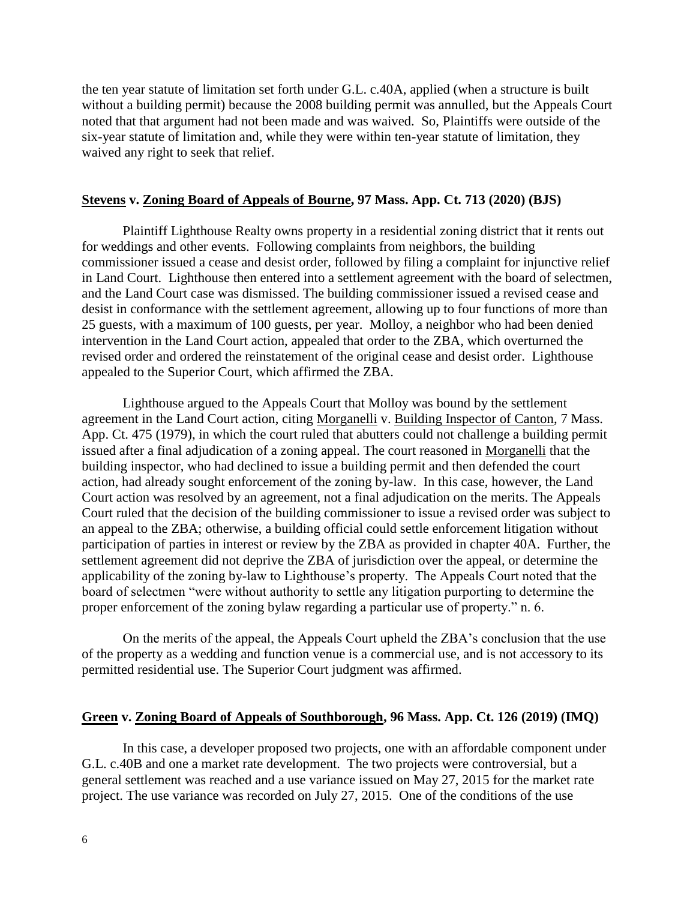the ten year statute of limitation set forth under G.L. c.40A, applied (when a structure is built without a building permit) because the 2008 building permit was annulled, but the Appeals Court noted that that argument had not been made and was waived. So, Plaintiffs were outside of the six-year statute of limitation and, while they were within ten-year statute of limitation, they waived any right to seek that relief.

## **Stevens v. Zoning Board of Appeals of Bourne, 97 Mass. App. Ct. 713 (2020) (BJS)**

Plaintiff Lighthouse Realty owns property in a residential zoning district that it rents out for weddings and other events. Following complaints from neighbors, the building commissioner issued a cease and desist order, followed by filing a complaint for injunctive relief in Land Court. Lighthouse then entered into a settlement agreement with the board of selectmen, and the Land Court case was dismissed. The building commissioner issued a revised cease and desist in conformance with the settlement agreement, allowing up to four functions of more than 25 guests, with a maximum of 100 guests, per year. Molloy, a neighbor who had been denied intervention in the Land Court action, appealed that order to the ZBA, which overturned the revised order and ordered the reinstatement of the original cease and desist order. Lighthouse appealed to the Superior Court, which affirmed the ZBA.

Lighthouse argued to the Appeals Court that Molloy was bound by the settlement agreement in the Land Court action, citing Morganelli v. Building Inspector of Canton, 7 Mass. App. Ct. 475 (1979), in which the court ruled that abutters could not challenge a building permit issued after a final adjudication of a zoning appeal. The court reasoned in Morganelli that the building inspector, who had declined to issue a building permit and then defended the court action, had already sought enforcement of the zoning by-law. In this case, however, the Land Court action was resolved by an agreement, not a final adjudication on the merits. The Appeals Court ruled that the decision of the building commissioner to issue a revised order was subject to an appeal to the ZBA; otherwise, a building official could settle enforcement litigation without participation of parties in interest or review by the ZBA as provided in chapter 40A. Further, the settlement agreement did not deprive the ZBA of jurisdiction over the appeal, or determine the applicability of the zoning by-law to Lighthouse's property. The Appeals Court noted that the board of selectmen "were without authority to settle any litigation purporting to determine the proper enforcement of the zoning bylaw regarding a particular use of property." n. 6.

On the merits of the appeal, the Appeals Court upheld the ZBA's conclusion that the use of the property as a wedding and function venue is a commercial use, and is not accessory to its permitted residential use. The Superior Court judgment was affirmed.

## **Green v. Zoning Board of Appeals of Southborough, 96 Mass. App. Ct. 126 (2019) (IMQ)**

In this case, a developer proposed two projects, one with an affordable component under G.L. c.40B and one a market rate development. The two projects were controversial, but a general settlement was reached and a use variance issued on May 27, 2015 for the market rate project. The use variance was recorded on July 27, 2015. One of the conditions of the use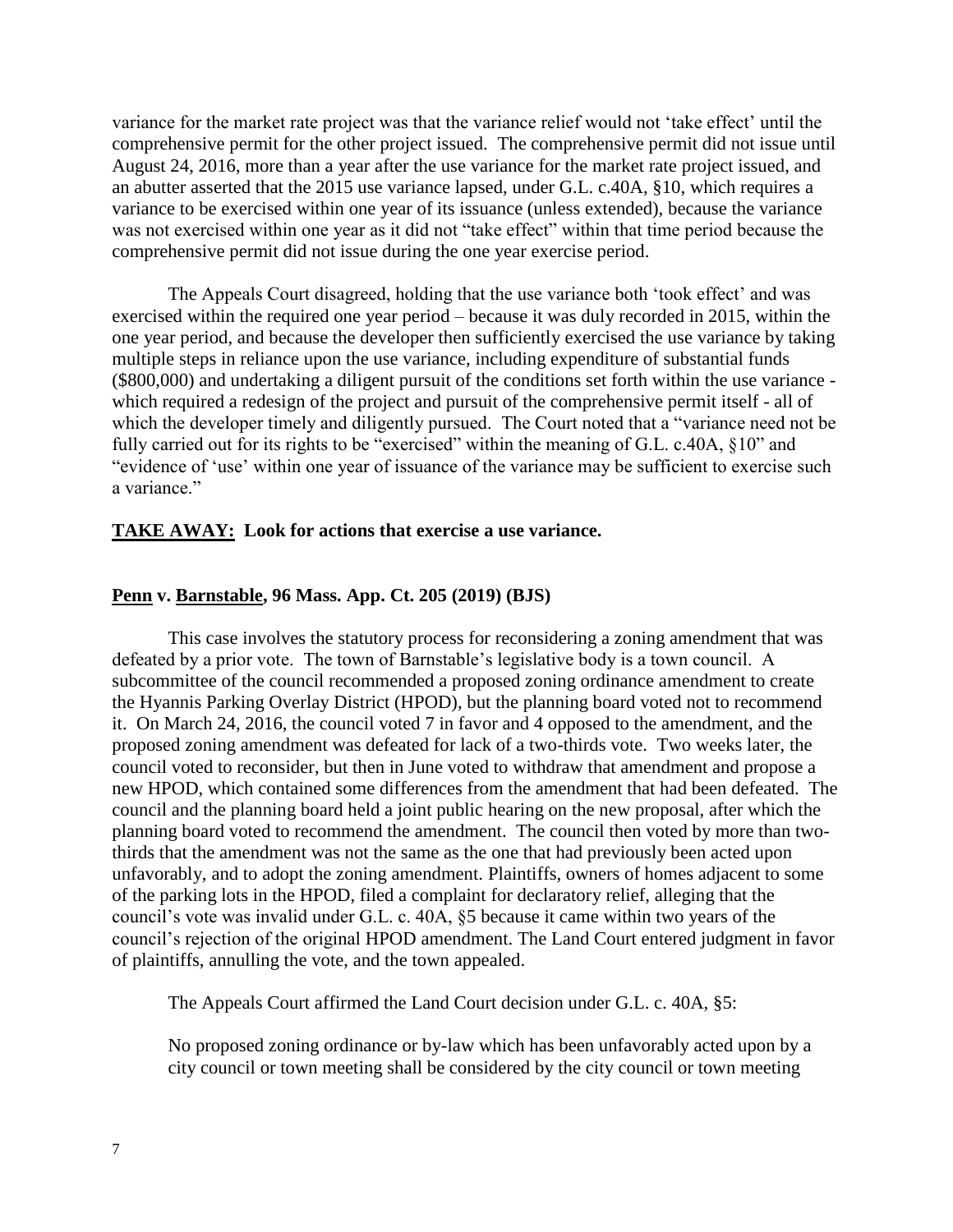variance for the market rate project was that the variance relief would not 'take effect' until the comprehensive permit for the other project issued. The comprehensive permit did not issue until August 24, 2016, more than a year after the use variance for the market rate project issued, and an abutter asserted that the 2015 use variance lapsed, under G.L. c.40A, §10, which requires a variance to be exercised within one year of its issuance (unless extended), because the variance was not exercised within one year as it did not "take effect" within that time period because the comprehensive permit did not issue during the one year exercise period.

The Appeals Court disagreed, holding that the use variance both 'took effect' and was exercised within the required one year period – because it was duly recorded in 2015, within the one year period, and because the developer then sufficiently exercised the use variance by taking multiple steps in reliance upon the use variance, including expenditure of substantial funds ($800,000) and undertaking a diligent pursuit of the conditions set forth within the use variance - which required a redesign of the project and pursuit of the comprehensive permit itself - all of which the developer timely and diligently pursued. The Court noted that a "variance need not be fully carried out for its rights to be "exercised" within the meaning of G.L. c.40A, §10" and "evidence of 'use' within one year of issuance of the variance may be sufficient to exercise such a variance."

**TAKE AWAY: Look for actions that exercise a use variance.**

**Penn v. Barnstable, 96 Mass. App. Ct. 205 (2019) (BJS)**

This case involves the statutory process for reconsidering a zoning amendment that was defeated by a prior vote. The town of Barnstable's legislative body is a town council. A subcommittee of the council recommended a proposed zoning ordinance amendment to create the Hyannis Parking Overlay District (HPOD), but the planning board voted not to recommend it. On March 24, 2016, the council voted 7 in favor and 4 opposed to the amendment, and the proposed zoning amendment was defeated for lack of a two-thirds vote. Two weeks later, the council voted to reconsider, but then in June voted to withdraw that amendment and propose a new HPOD, which contained some differences from the amendment that had been defeated. The council and the planning board held a joint public hearing on the new proposal, after which the planning board voted to recommend the amendment. The council then voted by more than two-thirds that the amendment was not the same as the one that had previously been acted upon unfavorably, and to adopt the zoning amendment. Plaintiffs, owners of homes adjacent to some of the parking lots in the HPOD, filed a complaint for declaratory relief, alleging that the council's vote was invalid under G.L. c. 40A, §5 because it came within two years of the council's rejection of the original HPOD amendment. The Land Court entered judgment in favor of plaintiffs, annulling the vote, and the town appealed.

The Appeals Court affirmed the Land Court decision under G.L. c. 40A, §5:

> No proposed zoning ordinance or by-law which has been unfavorably acted upon by a city council or town meeting shall be considered by the city council or town meeting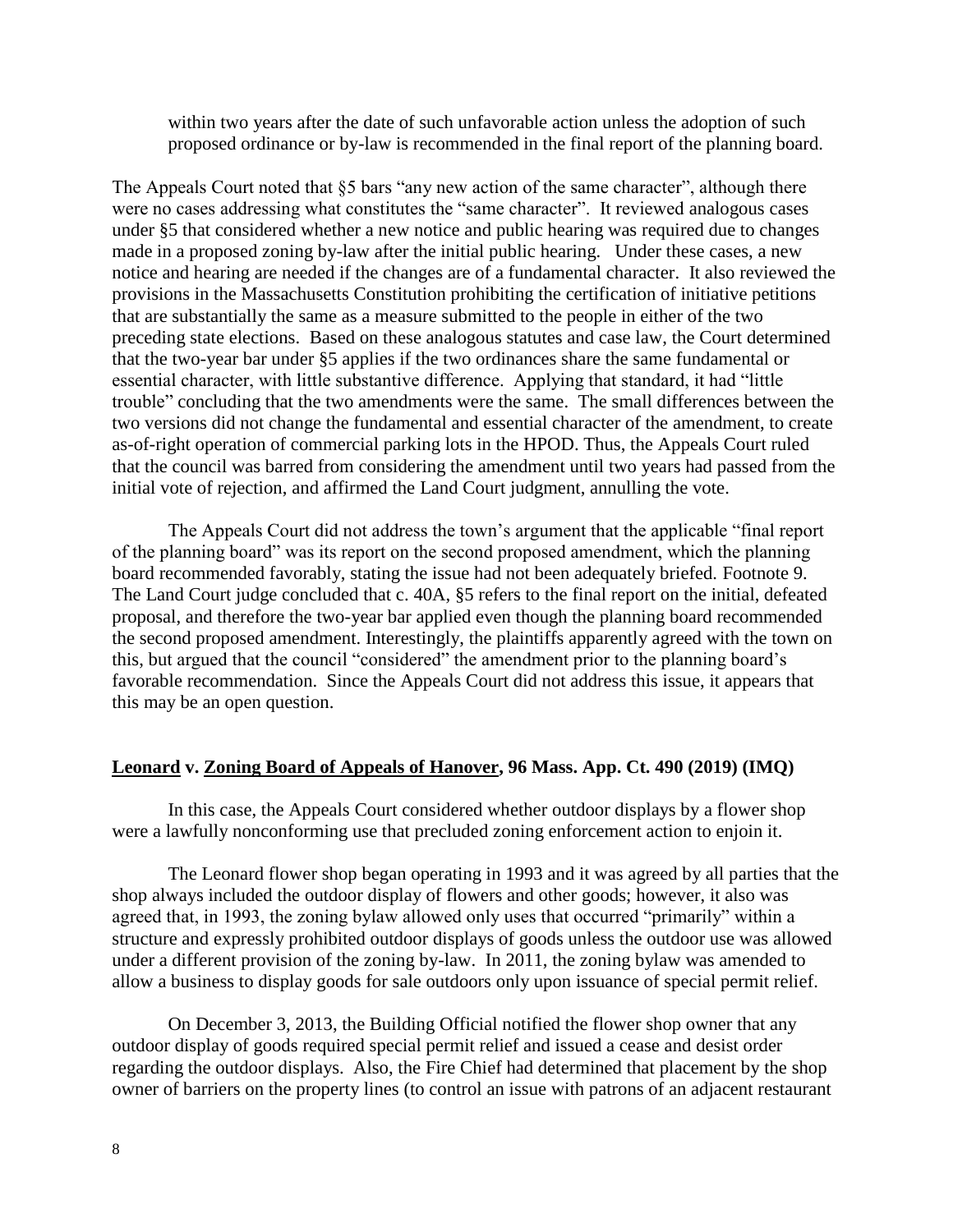> within two years after the date of such unfavorable action unless the adoption of such proposed ordinance or by-law is recommended in the final report of the planning board.

The Appeals Court noted that §5 bars "any new action of the same character", although there were no cases addressing what constitutes the "same character". It reviewed analogous cases under §5 that considered whether a new notice and public hearing was required due to changes made in a proposed zoning by-law after the initial public hearing. Under these cases, a new notice and hearing are needed if the changes are of a fundamental character. It also reviewed the provisions in the Massachusetts Constitution prohibiting the certification of initiative petitions that are substantially the same as a measure submitted to the people in either of the two preceding state elections. Based on these analogous statutes and case law, the Court determined that the two-year bar under §5 applies if the two ordinances share the same fundamental or essential character, with little substantive difference. Applying that standard, it had "little trouble" concluding that the two amendments were the same. The small differences between the two versions did not change the fundamental and essential character of the amendment, to create as-of-right operation of commercial parking lots in the HPOD. Thus, the Appeals Court ruled that the council was barred from considering the amendment until two years had passed from the initial vote of rejection, and affirmed the Land Court judgment, annulling the vote.

The Appeals Court did not address the town's argument that the applicable "final report of the planning board" was its report on the second proposed amendment, which the planning board recommended favorably, stating the issue had not been adequately briefed. Footnote 9. The Land Court judge concluded that c. 40A, §5 refers to the final report on the initial, defeated proposal, and therefore the two-year bar applied even though the planning board recommended the second proposed amendment. Interestingly, the plaintiffs apparently agreed with the town on this, but argued that the council "considered" the amendment prior to the planning board's favorable recommendation. Since the Appeals Court did not address this issue, it appears that this may be an open question.

## **Leonard v. Zoning Board of Appeals of Hanover, 96 Mass. App. Ct. 490 (2019) (IMQ)**

In this case, the Appeals Court considered whether outdoor displays by a flower shop were a lawfully nonconforming use that precluded zoning enforcement action to enjoin it.

The Leonard flower shop began operating in 1993 and it was agreed by all parties that the shop always included the outdoor display of flowers and other goods; however, it also was agreed that, in 1993, the zoning bylaw allowed only uses that occurred "primarily" within a structure and expressly prohibited outdoor displays of goods unless the outdoor use was allowed under a different provision of the zoning by-law. In 2011, the zoning bylaw was amended to allow a business to display goods for sale outdoors only upon issuance of special permit relief.

On December 3, 2013, the Building Official notified the flower shop owner that any outdoor display of goods required special permit relief and issued a cease and desist order regarding the outdoor displays. Also, the Fire Chief had determined that placement by the shop owner of barriers on the property lines (to control an issue with patrons of an adjacent restaurant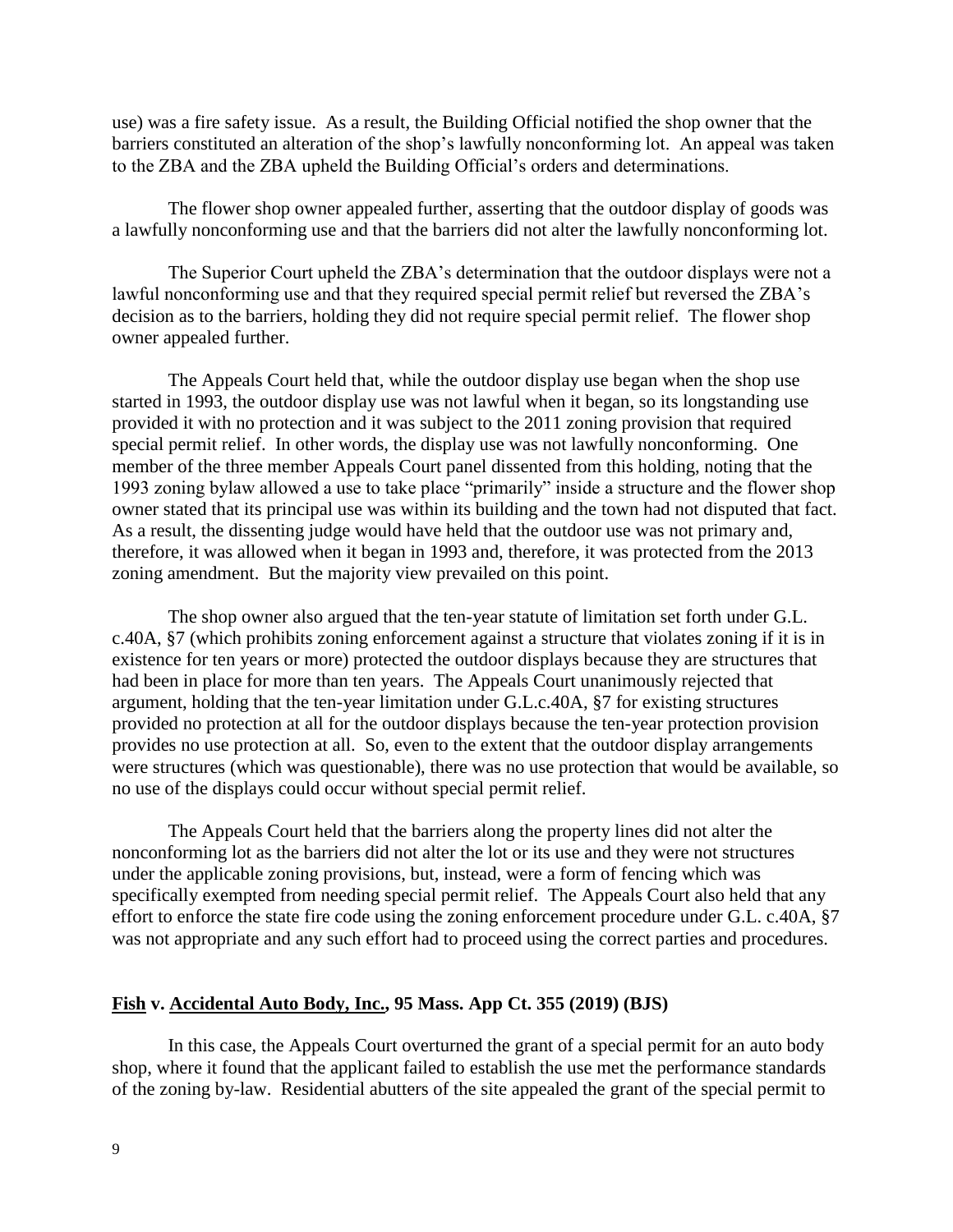use) was a fire safety issue. As a result, the Building Official notified the shop owner that the barriers constituted an alteration of the shop's lawfully nonconforming lot. An appeal was taken to the ZBA and the ZBA upheld the Building Official's orders and determinations.

The flower shop owner appealed further, asserting that the outdoor display of goods was a lawfully nonconforming use and that the barriers did not alter the lawfully nonconforming lot.

The Superior Court upheld the ZBA's determination that the outdoor displays were not a lawful nonconforming use and that they required special permit relief but reversed the ZBA's decision as to the barriers, holding they did not require special permit relief. The flower shop owner appealed further.

The Appeals Court held that, while the outdoor display use began when the shop use started in 1993, the outdoor display use was not lawful when it began, so its longstanding use provided it with no protection and it was subject to the 2011 zoning provision that required special permit relief. In other words, the display use was not lawfully nonconforming. One member of the three member Appeals Court panel dissented from this holding, noting that the 1993 zoning bylaw allowed a use to take place "primarily" inside a structure and the flower shop owner stated that its principal use was within its building and the town had not disputed that fact. As a result, the dissenting judge would have held that the outdoor use was not primary and, therefore, it was allowed when it began in 1993 and, therefore, it was protected from the 2013 zoning amendment. But the majority view prevailed on this point.

The shop owner also argued that the ten-year statute of limitation set forth under G.L. c.40A, §7 (which prohibits zoning enforcement against a structure that violates zoning if it is in existence for ten years or more) protected the outdoor displays because they are structures that had been in place for more than ten years. The Appeals Court unanimously rejected that argument, holding that the ten-year limitation under G.L.c.40A, §7 for existing structures provided no protection at all for the outdoor displays because the ten-year protection provision provides no use protection at all. So, even to the extent that the outdoor display arrangements were structures (which was questionable), there was no use protection that would be available, so no use of the displays could occur without special permit relief.

The Appeals Court held that the barriers along the property lines did not alter the nonconforming lot as the barriers did not alter the lot or its use and they were not structures under the applicable zoning provisions, but, instead, were a form of fencing which was specifically exempted from needing special permit relief. The Appeals Court also held that any effort to enforce the state fire code using the zoning enforcement procedure under G.L. c.40A, §7 was not appropriate and any such effort had to proceed using the correct parties and procedures.

### **Fish v. Accidental Auto Body, Inc., 95 Mass. App Ct. 355 (2019) (BJS)**

In this case, the Appeals Court overturned the grant of a special permit for an auto body shop, where it found that the applicant failed to establish the use met the performance standards of the zoning by-law. Residential abutters of the site appealed the grant of the special permit to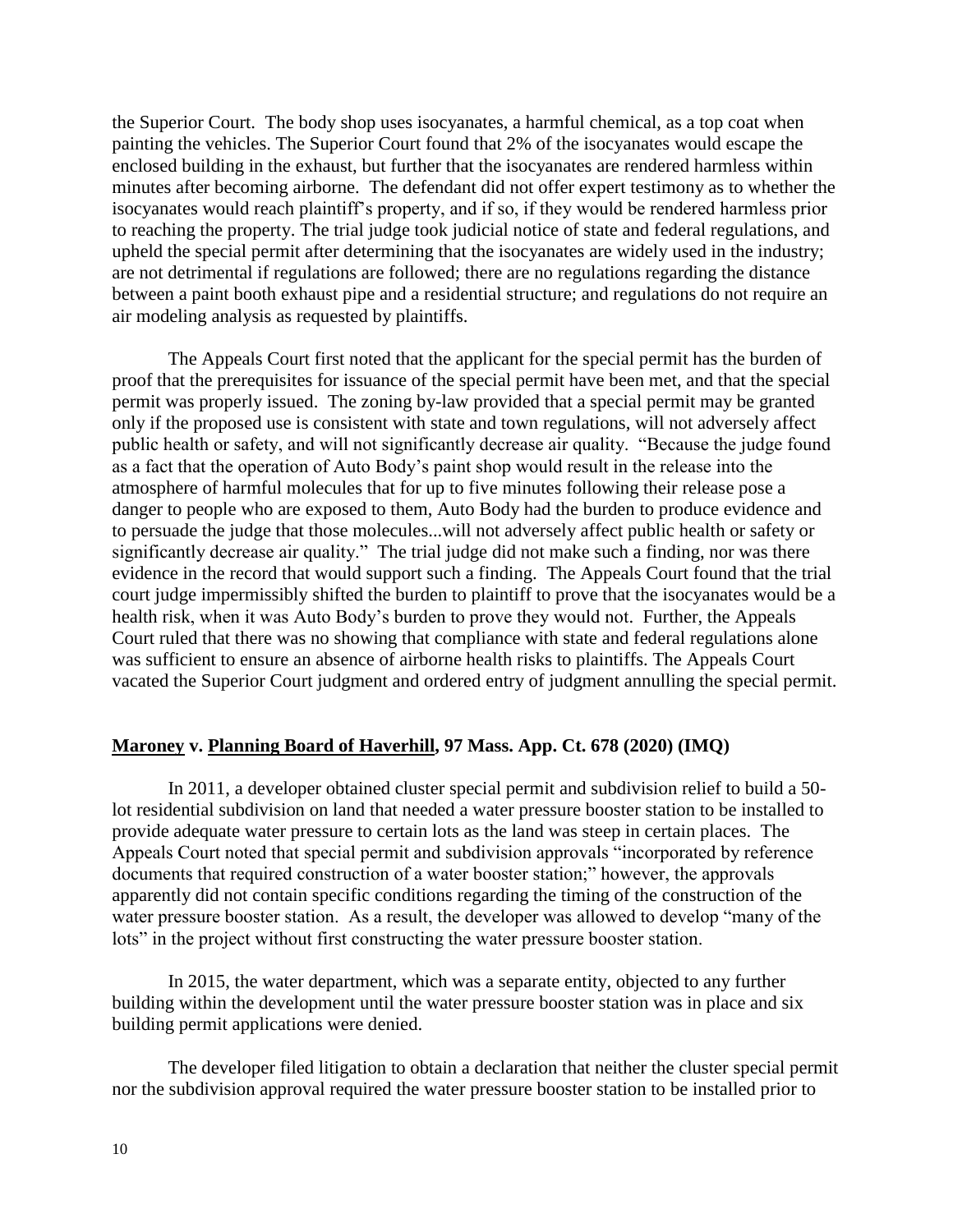the Superior Court. The body shop uses isocyanates, a harmful chemical, as a top coat when painting the vehicles. The Superior Court found that 2% of the isocyanates would escape the enclosed building in the exhaust, but further that the isocyanates are rendered harmless within minutes after becoming airborne. The defendant did not offer expert testimony as to whether the isocyanates would reach plaintiff's property, and if so, if they would be rendered harmless prior to reaching the property. The trial judge took judicial notice of state and federal regulations, and upheld the special permit after determining that the isocyanates are widely used in the industry; are not detrimental if regulations are followed; there are no regulations regarding the distance between a paint booth exhaust pipe and a residential structure; and regulations do not require an air modeling analysis as requested by plaintiffs.

The Appeals Court first noted that the applicant for the special permit has the burden of proof that the prerequisites for issuance of the special permit have been met, and that the special permit was properly issued. The zoning by-law provided that a special permit may be granted only if the proposed use is consistent with state and town regulations, will not adversely affect public health or safety, and will not significantly decrease air quality. "Because the judge found as a fact that the operation of Auto Body's paint shop would result in the release into the atmosphere of harmful molecules that for up to five minutes following their release pose a danger to people who are exposed to them, Auto Body had the burden to produce evidence and to persuade the judge that those molecules...will not adversely affect public health or safety or significantly decrease air quality." The trial judge did not make such a finding, nor was there evidence in the record that would support such a finding. The Appeals Court found that the trial court judge impermissibly shifted the burden to plaintiff to prove that the isocyanates would be a health risk, when it was Auto Body's burden to prove they would not. Further, the Appeals Court ruled that there was no showing that compliance with state and federal regulations alone was sufficient to ensure an absence of airborne health risks to plaintiffs. The Appeals Court vacated the Superior Court judgment and ordered entry of judgment annulling the special permit.

### **Maroney v. Planning Board of Haverhill, 97 Mass. App. Ct. 678 (2020) (IMQ)**

In 2011, a developer obtained cluster special permit and subdivision relief to build a 50-lot residential subdivision on land that needed a water pressure booster station to be installed to provide adequate water pressure to certain lots as the land was steep in certain places. The Appeals Court noted that special permit and subdivision approvals "incorporated by reference documents that required construction of a water booster station;" however, the approvals apparently did not contain specific conditions regarding the timing of the construction of the water pressure booster station. As a result, the developer was allowed to develop "many of the lots" in the project without first constructing the water pressure booster station.

In 2015, the water department, which was a separate entity, objected to any further building within the development until the water pressure booster station was in place and six building permit applications were denied.

The developer filed litigation to obtain a declaration that neither the cluster special permit nor the subdivision approval required the water pressure booster station to be installed prior to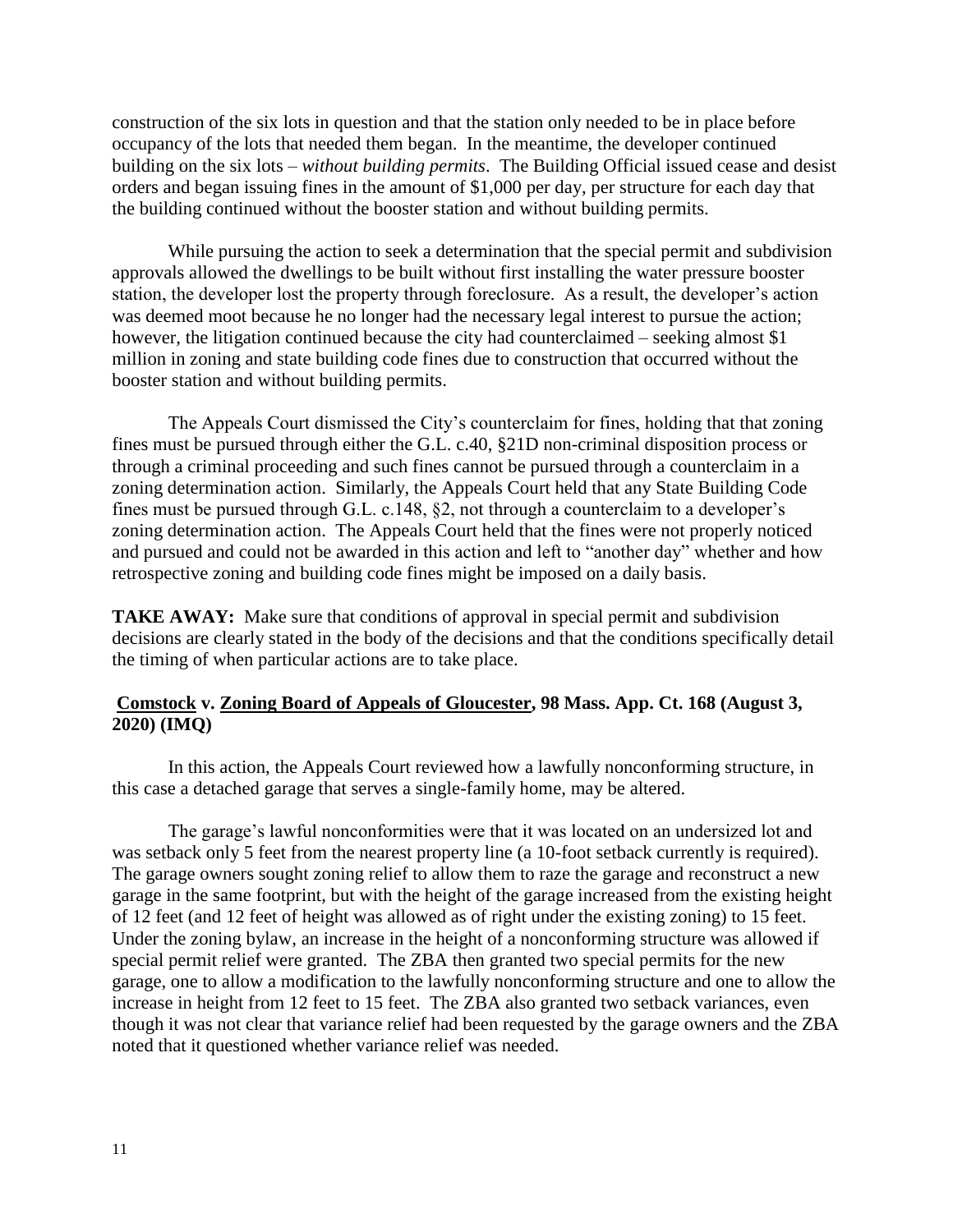construction of the six lots in question and that the station only needed to be in place before occupancy of the lots that needed them began. In the meantime, the developer continued building on the six lots – *without building permits*. The Building Official issued cease and desist orders and began issuing fines in the amount of $1,000 per day, per structure for each day that the building continued without the booster station and without building permits.

While pursuing the action to seek a determination that the special permit and subdivision approvals allowed the dwellings to be built without first installing the water pressure booster station, the developer lost the property through foreclosure. As a result, the developer's action was deemed moot because he no longer had the necessary legal interest to pursue the action; however, the litigation continued because the city had counterclaimed – seeking almost $1 million in zoning and state building code fines due to construction that occurred without the booster station and without building permits.

The Appeals Court dismissed the City's counterclaim for fines, holding that that zoning fines must be pursued through either the G.L. c.40, §21D non-criminal disposition process or through a criminal proceeding and such fines cannot be pursued through a counterclaim in a zoning determination action. Similarly, the Appeals Court held that any State Building Code fines must be pursued through G.L. c.148, §2, not through a counterclaim to a developer's zoning determination action. The Appeals Court held that the fines were not properly noticed and pursued and could not be awarded in this action and left to "another day" whether and how retrospective zoning and building code fines might be imposed on a daily basis.

**TAKE AWAY:** Make sure that conditions of approval in special permit and subdivision decisions are clearly stated in the body of the decisions and that the conditions specifically detail the timing of when particular actions are to take place.

### Comstock v. Zoning Board of Appeals of Gloucester, 98 Mass. App. Ct. 168 (August 3, 2020) (IMQ)

In this action, the Appeals Court reviewed how a lawfully nonconforming structure, in this case a detached garage that serves a single-family home, may be altered.

The garage's lawful nonconformities were that it was located on an undersized lot and was setback only 5 feet from the nearest property line (a 10-foot setback currently is required). The garage owners sought zoning relief to allow them to raze the garage and reconstruct a new garage in the same footprint, but with the height of the garage increased from the existing height of 12 feet (and 12 feet of height was allowed as of right under the existing zoning) to 15 feet. Under the zoning bylaw, an increase in the height of a nonconforming structure was allowed if special permit relief were granted. The ZBA then granted two special permits for the new garage, one to allow a modification to the lawfully nonconforming structure and one to allow the increase in height from 12 feet to 15 feet. The ZBA also granted two setback variances, even though it was not clear that variance relief had been requested by the garage owners and the ZBA noted that it questioned whether variance relief was needed.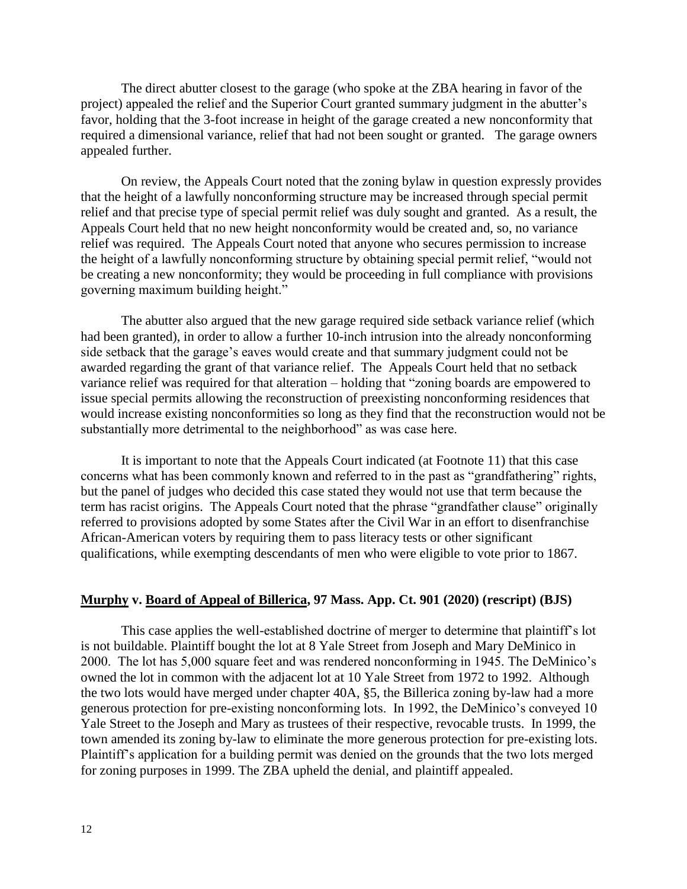The direct abutter closest to the garage (who spoke at the ZBA hearing in favor of the project) appealed the relief and the Superior Court granted summary judgment in the abutter's favor, holding that the 3-foot increase in height of the garage created a new nonconformity that required a dimensional variance, relief that had not been sought or granted. The garage owners appealed further.

On review, the Appeals Court noted that the zoning bylaw in question expressly provides that the height of a lawfully nonconforming structure may be increased through special permit relief and that precise type of special permit relief was duly sought and granted. As a result, the Appeals Court held that no new height nonconformity would be created and, so, no variance relief was required. The Appeals Court noted that anyone who secures permission to increase the height of a lawfully nonconforming structure by obtaining special permit relief, "would not be creating a new nonconformity; they would be proceeding in full compliance with provisions governing maximum building height."

The abutter also argued that the new garage required side setback variance relief (which had been granted), in order to allow a further 10-inch intrusion into the already nonconforming side setback that the garage's eaves would create and that summary judgment could not be awarded regarding the grant of that variance relief. The Appeals Court held that no setback variance relief was required for that alteration – holding that "zoning boards are empowered to issue special permits allowing the reconstruction of preexisting nonconforming residences that would increase existing nonconformities so long as they find that the reconstruction would not be substantially more detrimental to the neighborhood" as was case here.

It is important to note that the Appeals Court indicated (at Footnote 11) that this case concerns what has been commonly known and referred to in the past as "grandfathering" rights, but the panel of judges who decided this case stated they would not use that term because the term has racist origins. The Appeals Court noted that the phrase "grandfather clause" originally referred to provisions adopted by some States after the Civil War in an effort to disenfranchise African-American voters by requiring them to pass literacy tests or other significant qualifications, while exempting descendants of men who were eligible to vote prior to 1867.

## **Murphy v. Board of Appeal of Billerica, 97 Mass. App. Ct. 901 (2020) (rescript) (BJS)**

This case applies the well-established doctrine of merger to determine that plaintiff's lot is not buildable. Plaintiff bought the lot at 8 Yale Street from Joseph and Mary DeMinico in 2000. The lot has 5,000 square feet and was rendered nonconforming in 1945. The DeMinico's owned the lot in common with the adjacent lot at 10 Yale Street from 1972 to 1992. Although the two lots would have merged under chapter 40A, §5, the Billerica zoning by-law had a more generous protection for pre-existing nonconforming lots. In 1992, the DeMinico's conveyed 10 Yale Street to the Joseph and Mary as trustees of their respective, revocable trusts. In 1999, the town amended its zoning by-law to eliminate the more generous protection for pre-existing lots. Plaintiff's application for a building permit was denied on the grounds that the two lots merged for zoning purposes in 1999. The ZBA upheld the denial, and plaintiff appealed.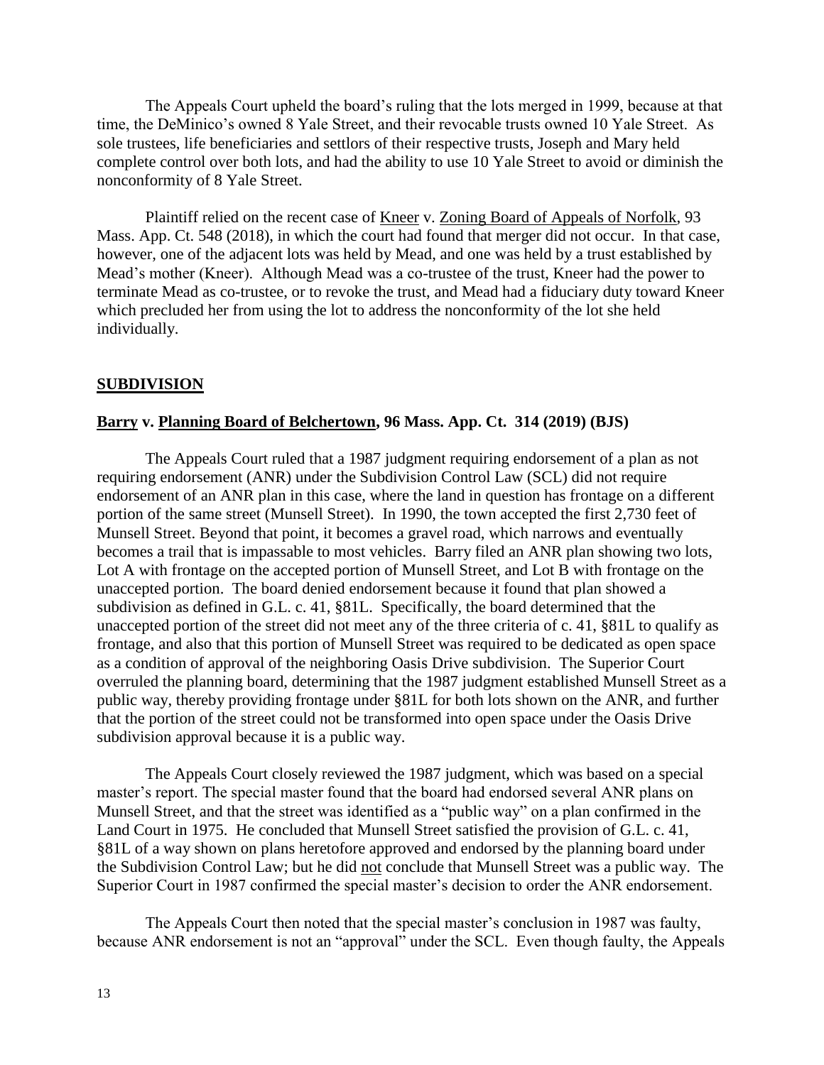The Appeals Court upheld the board's ruling that the lots merged in 1999, because at that time, the DeMinico's owned 8 Yale Street, and their revocable trusts owned 10 Yale Street. As sole trustees, life beneficiaries and settlors of their respective trusts, Joseph and Mary held complete control over both lots, and had the ability to use 10 Yale Street to avoid or diminish the nonconformity of 8 Yale Street.

Plaintiff relied on the recent case of Kneer v. Zoning Board of Appeals of Norfolk, 93 Mass. App. Ct. 548 (2018), in which the court had found that merger did not occur. In that case, however, one of the adjacent lots was held by Mead, and one was held by a trust established by Mead's mother (Kneer). Although Mead was a co-trustee of the trust, Kneer had the power to terminate Mead as co-trustee, or to revoke the trust, and Mead had a fiduciary duty toward Kneer which precluded her from using the lot to address the nonconformity of the lot she held individually.

## SUBDIVISION

### Barry v. Planning Board of Belchertown, 96 Mass. App. Ct. 314 (2019) (BJS)

The Appeals Court ruled that a 1987 judgment requiring endorsement of a plan as not requiring endorsement (ANR) under the Subdivision Control Law (SCL) did not require endorsement of an ANR plan in this case, where the land in question has frontage on a different portion of the same street (Munsell Street). In 1990, the town accepted the first 2,730 feet of Munsell Street. Beyond that point, it becomes a gravel road, which narrows and eventually becomes a trail that is impassable to most vehicles. Barry filed an ANR plan showing two lots, Lot A with frontage on the accepted portion of Munsell Street, and Lot B with frontage on the unaccepted portion. The board denied endorsement because it found that plan showed a subdivision as defined in G.L. c. 41, §81L. Specifically, the board determined that the unaccepted portion of the street did not meet any of the three criteria of c. 41, §81L to qualify as frontage, and also that this portion of Munsell Street was required to be dedicated as open space as a condition of approval of the neighboring Oasis Drive subdivision. The Superior Court overruled the planning board, determining that the 1987 judgment established Munsell Street as a public way, thereby providing frontage under §81L for both lots shown on the ANR, and further that the portion of the street could not be transformed into open space under the Oasis Drive subdivision approval because it is a public way.

The Appeals Court closely reviewed the 1987 judgment, which was based on a special master's report. The special master found that the board had endorsed several ANR plans on Munsell Street, and that the street was identified as a "public way" on a plan confirmed in the Land Court in 1975. He concluded that Munsell Street satisfied the provision of G.L. c. 41, §81L of a way shown on plans heretofore approved and endorsed by the planning board under the Subdivision Control Law; but he did not conclude that Munsell Street was a public way. The Superior Court in 1987 confirmed the special master's decision to order the ANR endorsement.

The Appeals Court then noted that the special master's conclusion in 1987 was faulty, because ANR endorsement is not an "approval" under the SCL. Even though faulty, the Appeals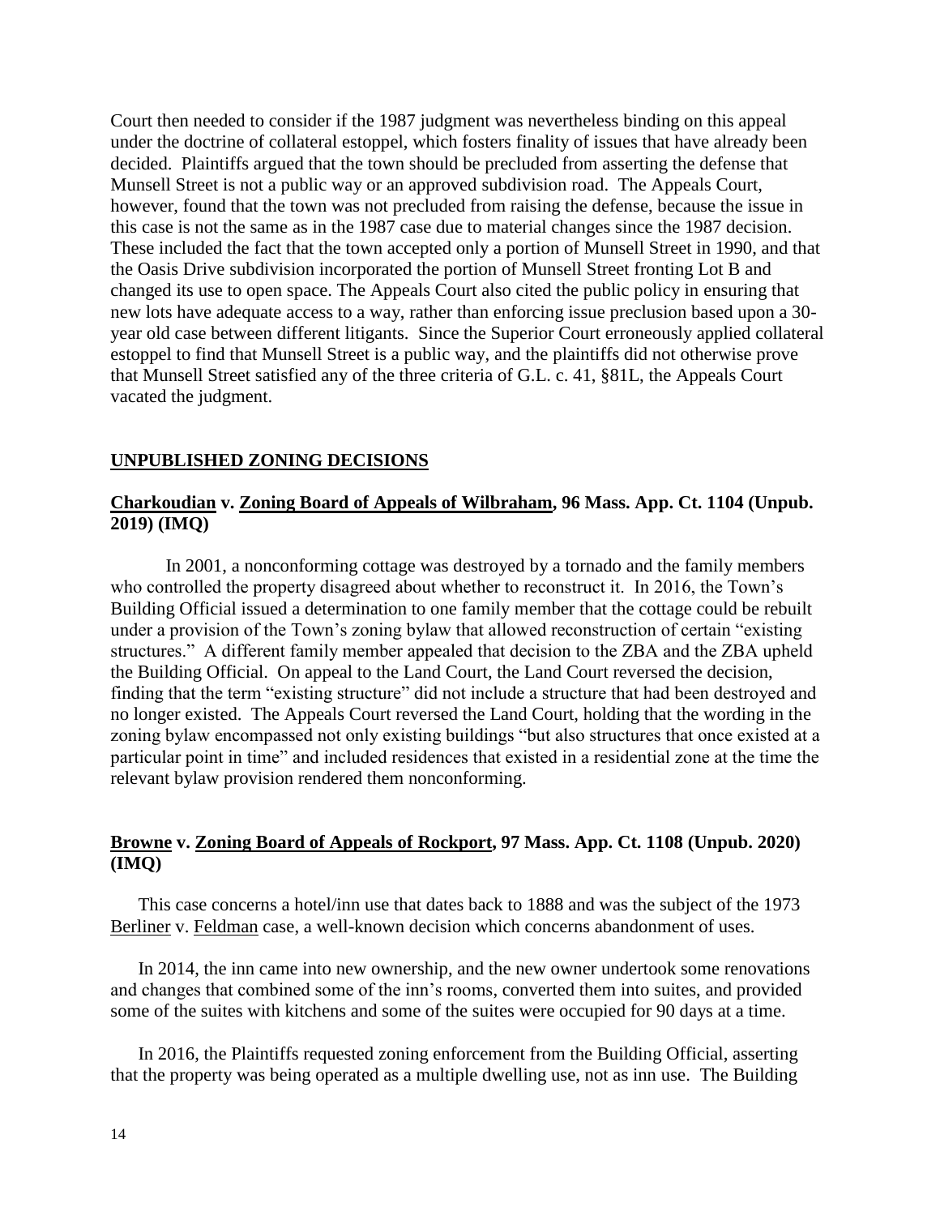Court then needed to consider if the 1987 judgment was nevertheless binding on this appeal under the doctrine of collateral estoppel, which fosters finality of issues that have already been decided. Plaintiffs argued that the town should be precluded from asserting the defense that Munsell Street is not a public way or an approved subdivision road. The Appeals Court, however, found that the town was not precluded from raising the defense, because the issue in this case is not the same as in the 1987 case due to material changes since the 1987 decision. These included the fact that the town accepted only a portion of Munsell Street in 1990, and that the Oasis Drive subdivision incorporated the portion of Munsell Street fronting Lot B and changed its use to open space. The Appeals Court also cited the public policy in ensuring that new lots have adequate access to a way, rather than enforcing issue preclusion based upon a 30-year old case between different litigants. Since the Superior Court erroneously applied collateral estoppel to find that Munsell Street is a public way, and the plaintiffs did not otherwise prove that Munsell Street satisfied any of the three criteria of G.L. c. 41, §81L, the Appeals Court vacated the judgment.

## UNPUBLISHED ZONING DECISIONS

### Charkoudian v. Zoning Board of Appeals of Wilbraham, 96 Mass. App. Ct. 1104 (Unpub. 2019) (IMQ)

In 2001, a nonconforming cottage was destroyed by a tornado and the family members who controlled the property disagreed about whether to reconstruct it. In 2016, the Town's Building Official issued a determination to one family member that the cottage could be rebuilt under a provision of the Town's zoning bylaw that allowed reconstruction of certain "existing structures." A different family member appealed that decision to the ZBA and the ZBA upheld the Building Official. On appeal to the Land Court, the Land Court reversed the decision, finding that the term "existing structure" did not include a structure that had been destroyed and no longer existed. The Appeals Court reversed the Land Court, holding that the wording in the zoning bylaw encompassed not only existing buildings "but also structures that once existed at a particular point in time" and included residences that existed in a residential zone at the time the relevant bylaw provision rendered them nonconforming.

### Browne v. Zoning Board of Appeals of Rockport, 97 Mass. App. Ct. 1108 (Unpub. 2020) (IMQ)

This case concerns a hotel/inn use that dates back to 1888 and was the subject of the 1973 Berliner v. Feldman case, a well-known decision which concerns abandonment of uses.

In 2014, the inn came into new ownership, and the new owner undertook some renovations and changes that combined some of the inn's rooms, converted them into suites, and provided some of the suites with kitchens and some of the suites were occupied for 90 days at a time.

In 2016, the Plaintiffs requested zoning enforcement from the Building Official, asserting that the property was being operated as a multiple dwelling use, not as inn use. The Building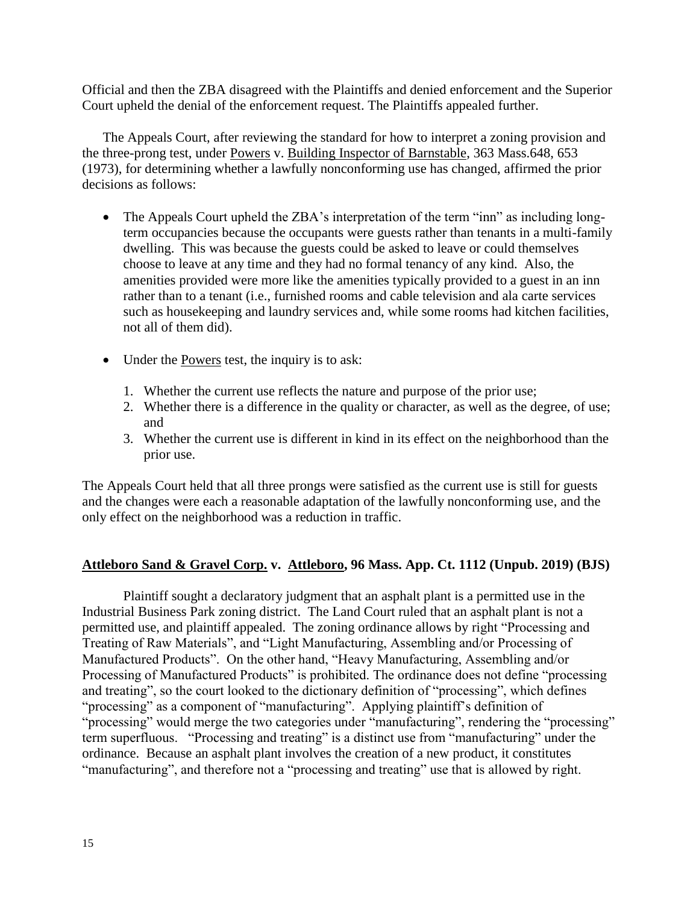Official and then the ZBA disagreed with the Plaintiffs and denied enforcement and the Superior Court upheld the denial of the enforcement request. The Plaintiffs appealed further.

The Appeals Court, after reviewing the standard for how to interpret a zoning provision and the three-prong test, under Powers v. Building Inspector of Barnstable, 363 Mass.648, 653 (1973), for determining whether a lawfully nonconforming use has changed, affirmed the prior decisions as follows:

- The Appeals Court upheld the ZBA's interpretation of the term "inn" as including long-term occupancies because the occupants were guests rather than tenants in a multi-family dwelling. This was because the guests could be asked to leave or could themselves choose to leave at any time and they had no formal tenancy of any kind. Also, the amenities provided were more like the amenities typically provided to a guest in an inn rather than to a tenant (i.e., furnished rooms and cable television and ala carte services such as housekeeping and laundry services and, while some rooms had kitchen facilities, not all of them did).

- Under the Powers test, the inquiry is to ask:
  1. Whether the current use reflects the nature and purpose of the prior use;
  2. Whether there is a difference in the quality or character, as well as the degree, of use; and
  3. Whether the current use is different in kind in its effect on the neighborhood than the prior use.

The Appeals Court held that all three prongs were satisfied as the current use is still for guests and the changes were each a reasonable adaptation of the lawfully nonconforming use, and the only effect on the neighborhood was a reduction in traffic.

## **Attleboro Sand & Gravel Corp. v. Attleboro, 96 Mass. App. Ct. 1112 (Unpub. 2019) (BJS)**

Plaintiff sought a declaratory judgment that an asphalt plant is a permitted use in the Industrial Business Park zoning district. The Land Court ruled that an asphalt plant is not a permitted use, and plaintiff appealed. The zoning ordinance allows by right "Processing and Treating of Raw Materials", and "Light Manufacturing, Assembling and/or Processing of Manufactured Products". On the other hand, "Heavy Manufacturing, Assembling and/or Processing of Manufactured Products" is prohibited. The ordinance does not define "processing and treating", so the court looked to the dictionary definition of "processing", which defines "processing" as a component of "manufacturing". Applying plaintiff's definition of "processing" would merge the two categories under "manufacturing", rendering the "processing" term superfluous. "Processing and treating" is a distinct use from "manufacturing" under the ordinance. Because an asphalt plant involves the creation of a new product, it constitutes "manufacturing", and therefore not a "processing and treating" use that is allowed by right.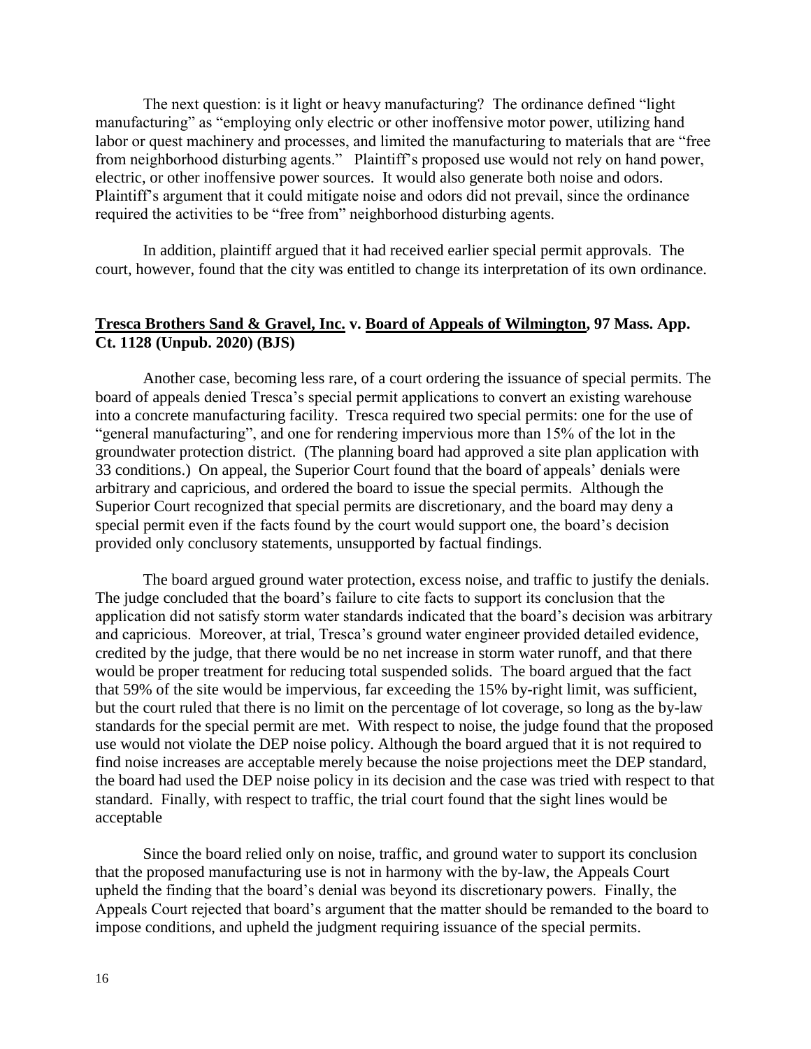The next question: is it light or heavy manufacturing? The ordinance defined "light manufacturing" as "employing only electric or other inoffensive motor power, utilizing hand labor or quest machinery and processes, and limited the manufacturing to materials that are "free from neighborhood disturbing agents." Plaintiff's proposed use would not rely on hand power, electric, or other inoffensive power sources. It would also generate both noise and odors. Plaintiff's argument that it could mitigate noise and odors did not prevail, since the ordinance required the activities to be "free from" neighborhood disturbing agents.

In addition, plaintiff argued that it had received earlier special permit approvals. The court, however, found that the city was entitled to change its interpretation of its own ordinance.

### **Tresca Brothers Sand & Gravel, Inc. v. Board of Appeals of Wilmington, 97 Mass. App. Ct. 1128 (Unpub. 2020) (BJS)**

Another case, becoming less rare, of a court ordering the issuance of special permits. The board of appeals denied Tresca's special permit applications to convert an existing warehouse into a concrete manufacturing facility. Tresca required two special permits: one for the use of "general manufacturing", and one for rendering impervious more than 15% of the lot in the groundwater protection district. (The planning board had approved a site plan application with 33 conditions.) On appeal, the Superior Court found that the board of appeals' denials were arbitrary and capricious, and ordered the board to issue the special permits. Although the Superior Court recognized that special permits are discretionary, and the board may deny a special permit even if the facts found by the court would support one, the board's decision provided only conclusory statements, unsupported by factual findings.

The board argued ground water protection, excess noise, and traffic to justify the denials. The judge concluded that the board's failure to cite facts to support its conclusion that the application did not satisfy storm water standards indicated that the board's decision was arbitrary and capricious. Moreover, at trial, Tresca's ground water engineer provided detailed evidence, credited by the judge, that there would be no net increase in storm water runoff, and that there would be proper treatment for reducing total suspended solids. The board argued that the fact that 59% of the site would be impervious, far exceeding the 15% by-right limit, was sufficient, but the court ruled that there is no limit on the percentage of lot coverage, so long as the by-law standards for the special permit are met. With respect to noise, the judge found that the proposed use would not violate the DEP noise policy. Although the board argued that it is not required to find noise increases are acceptable merely because the noise projections meet the DEP standard, the board had used the DEP noise policy in its decision and the case was tried with respect to that standard. Finally, with respect to traffic, the trial court found that the sight lines would be acceptable

Since the board relied only on noise, traffic, and ground water to support its conclusion that the proposed manufacturing use is not in harmony with the by-law, the Appeals Court upheld the finding that the board's denial was beyond its discretionary powers. Finally, the Appeals Court rejected that board's argument that the matter should be remanded to the board to impose conditions, and upheld the judgment requiring issuance of the special permits.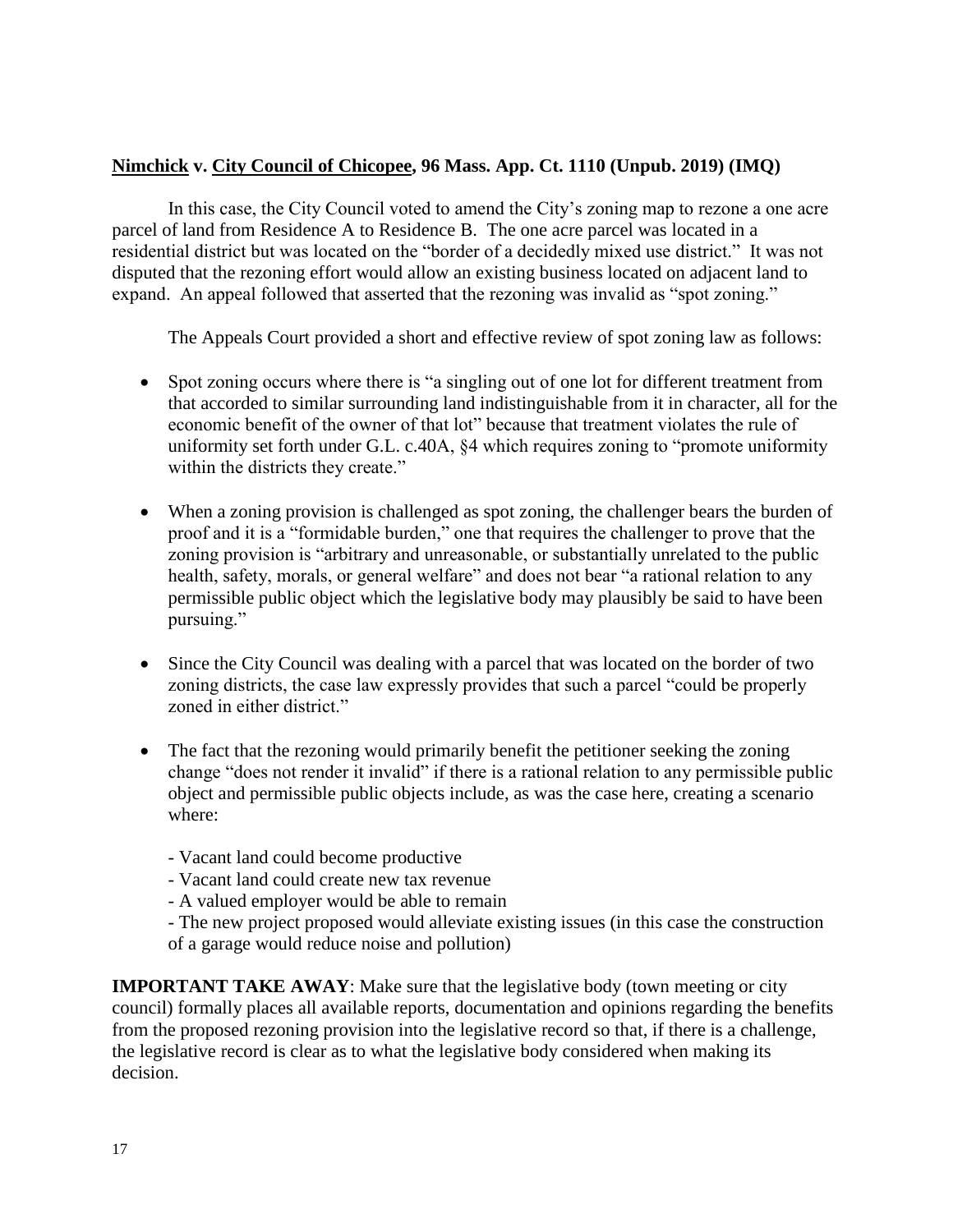**<u>Nimchick</u> v. <u>City Council of Chicopee</u>, 96 Mass. App. Ct. 1110 (Unpub. 2019) (IMQ)**

In this case, the City Council voted to amend the City's zoning map to rezone a one acre parcel of land from Residence A to Residence B. The one acre parcel was located in a residential district but was located on the "border of a decidedly mixed use district." It was not disputed that the rezoning effort would allow an existing business located on adjacent land to expand. An appeal followed that asserted that the rezoning was invalid as "spot zoning."

The Appeals Court provided a short and effective review of spot zoning law as follows:

- Spot zoning occurs where there is "a singling out of one lot for different treatment from that accorded to similar surrounding land indistinguishable from it in character, all for the economic benefit of the owner of that lot" because that treatment violates the rule of uniformity set forth under G.L. c.40A, §4 which requires zoning to "promote uniformity within the districts they create."

- When a zoning provision is challenged as spot zoning, the challenger bears the burden of proof and it is a "formidable burden," one that requires the challenger to prove that the zoning provision is "arbitrary and unreasonable, or substantially unrelated to the public health, safety, morals, or general welfare" and does not bear "a rational relation to any permissible public object which the legislative body may plausibly be said to have been pursuing."

- Since the City Council was dealing with a parcel that was located on the border of two zoning districts, the case law expressly provides that such a parcel "could be properly zoned in either district."

- The fact that the rezoning would primarily benefit the petitioner seeking the zoning change "does not render it invalid" if there is a rational relation to any permissible public object and permissible public objects include, as was the case here, creating a scenario where:

  - Vacant land could become productive
  - Vacant land could create new tax revenue
  - A valued employer would be able to remain
  - The new project proposed would alleviate existing issues (in this case the construction of a garage would reduce noise and pollution)

**IMPORTANT TAKE AWAY**: Make sure that the legislative body (town meeting or city council) formally places all available reports, documentation and opinions regarding the benefits from the proposed rezoning provision into the legislative record so that, if there is a challenge, the legislative record is clear as to what the legislative body considered when making its decision.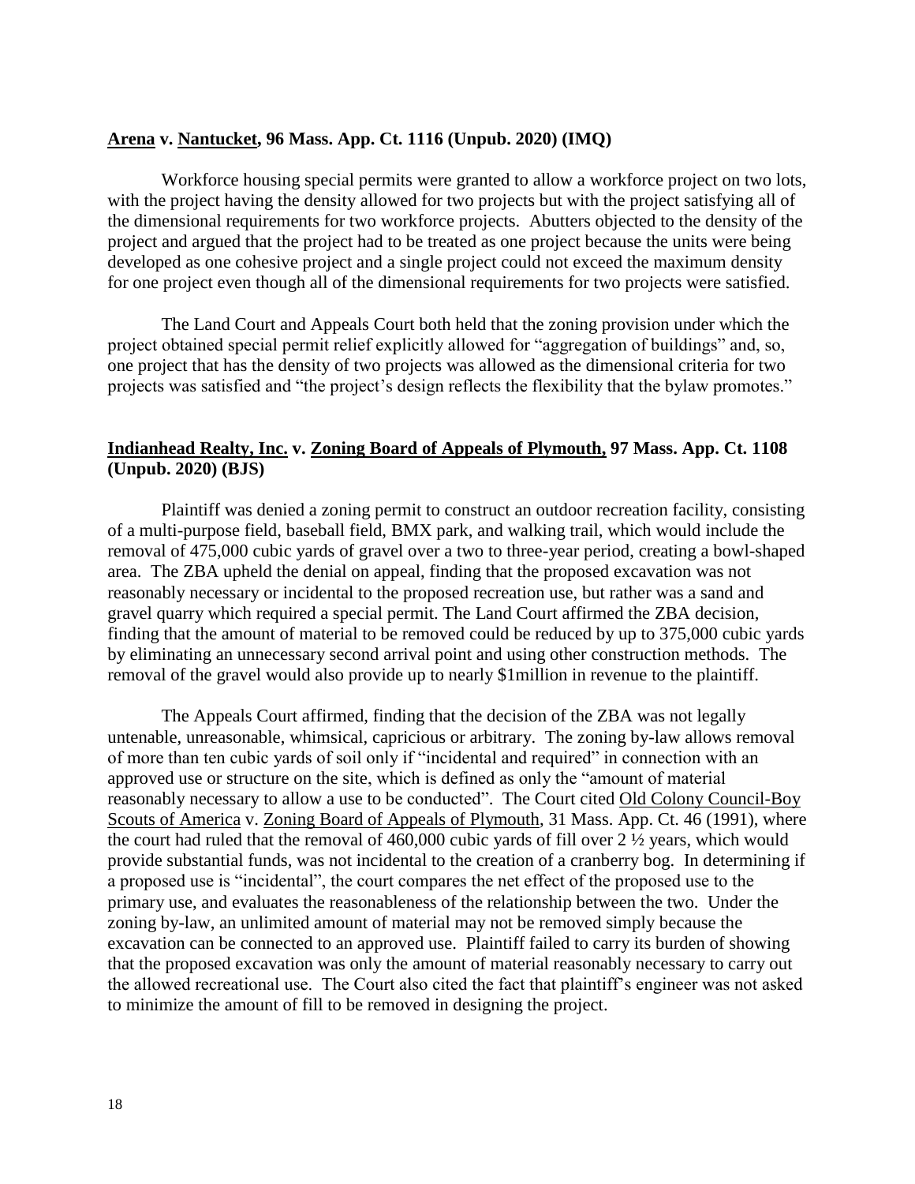**<u>Arena</u> v. <u>Nantucket</u>, 96 Mass. App. Ct. 1116 (Unpub. 2020) (IMQ)**

Workforce housing special permits were granted to allow a workforce project on two lots, with the project having the density allowed for two projects but with the project satisfying all of the dimensional requirements for two workforce projects. Abutters objected to the density of the project and argued that the project had to be treated as one project because the units were being developed as one cohesive project and a single project could not exceed the maximum density for one project even though all of the dimensional requirements for two projects were satisfied.

The Land Court and Appeals Court both held that the zoning provision under which the project obtained special permit relief explicitly allowed for "aggregation of buildings" and, so, one project that has the density of two projects was allowed as the dimensional criteria for two projects was satisfied and "the project's design reflects the flexibility that the bylaw promotes."

**<u>Indianhead Realty, Inc.</u> v. <u>Zoning Board of Appeals of Plymouth,</u> 97 Mass. App. Ct. 1108 (Unpub. 2020) (BJS)**

Plaintiff was denied a zoning permit to construct an outdoor recreation facility, consisting of a multi-purpose field, baseball field, BMX park, and walking trail, which would include the removal of 475,000 cubic yards of gravel over a two to three-year period, creating a bowl-shaped area. The ZBA upheld the denial on appeal, finding that the proposed excavation was not reasonably necessary or incidental to the proposed recreation use, but rather was a sand and gravel quarry which required a special permit. The Land Court affirmed the ZBA decision, finding that the amount of material to be removed could be reduced by up to 375,000 cubic yards by eliminating an unnecessary second arrival point and using other construction methods. The removal of the gravel would also provide up to nearly $1million in revenue to the plaintiff.

The Appeals Court affirmed, finding that the decision of the ZBA was not legally untenable, unreasonable, whimsical, capricious or arbitrary. The zoning by-law allows removal of more than ten cubic yards of soil only if "incidental and required" in connection with an approved use or structure on the site, which is defined as only the "amount of material reasonably necessary to allow a use to be conducted". The Court cited <u>Old Colony Council-Boy Scouts of America</u> v. <u>Zoning Board of Appeals of Plymouth</u>, 31 Mass. App. Ct. 46 (1991), where the court had ruled that the removal of 460,000 cubic yards of fill over 2 ½ years, which would provide substantial funds, was not incidental to the creation of a cranberry bog. In determining if a proposed use is "incidental", the court compares the net effect of the proposed use to the primary use, and evaluates the reasonableness of the relationship between the two. Under the zoning by-law, an unlimited amount of material may not be removed simply because the excavation can be connected to an approved use. Plaintiff failed to carry its burden of showing that the proposed excavation was only the amount of material reasonably necessary to carry out the allowed recreational use. The Court also cited the fact that plaintiff's engineer was not asked to minimize the amount of fill to be removed in designing the project.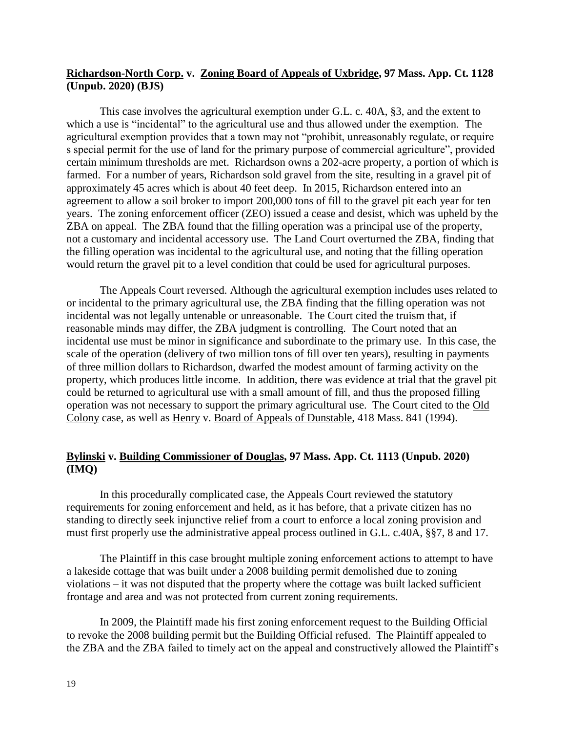**Richardson-North Corp. v. Zoning Board of Appeals of Uxbridge, 97 Mass. App. Ct. 1128 (Unpub. 2020) (BJS)**

This case involves the agricultural exemption under G.L. c. 40A, §3, and the extent to which a use is "incidental" to the agricultural use and thus allowed under the exemption. The agricultural exemption provides that a town may not "prohibit, unreasonably regulate, or require s special permit for the use of land for the primary purpose of commercial agriculture", provided certain minimum thresholds are met. Richardson owns a 202-acre property, a portion of which is farmed. For a number of years, Richardson sold gravel from the site, resulting in a gravel pit of approximately 45 acres which is about 40 feet deep. In 2015, Richardson entered into an agreement to allow a soil broker to import 200,000 tons of fill to the gravel pit each year for ten years. The zoning enforcement officer (ZEO) issued a cease and desist, which was upheld by the ZBA on appeal. The ZBA found that the filling operation was a principal use of the property, not a customary and incidental accessory use. The Land Court overturned the ZBA, finding that the filling operation was incidental to the agricultural use, and noting that the filling operation would return the gravel pit to a level condition that could be used for agricultural purposes.

The Appeals Court reversed. Although the agricultural exemption includes uses related to or incidental to the primary agricultural use, the ZBA finding that the filling operation was not incidental was not legally untenable or unreasonable. The Court cited the truism that, if reasonable minds may differ, the ZBA judgment is controlling. The Court noted that an incidental use must be minor in significance and subordinate to the primary use. In this case, the scale of the operation (delivery of two million tons of fill over ten years), resulting in payments of three million dollars to Richardson, dwarfed the modest amount of farming activity on the property, which produces little income. In addition, there was evidence at trial that the gravel pit could be returned to agricultural use with a small amount of fill, and thus the proposed filling operation was not necessary to support the primary agricultural use. The Court cited to the Old Colony case, as well as Henry v. Board of Appeals of Dunstable, 418 Mass. 841 (1994).

**Bylinski v. Building Commissioner of Douglas, 97 Mass. App. Ct. 1113 (Unpub. 2020) (IMQ)**

In this procedurally complicated case, the Appeals Court reviewed the statutory requirements for zoning enforcement and held, as it has before, that a private citizen has no standing to directly seek injunctive relief from a court to enforce a local zoning provision and must first properly use the administrative appeal process outlined in G.L. c.40A, §§7, 8 and 17.

The Plaintiff in this case brought multiple zoning enforcement actions to attempt to have a lakeside cottage that was built under a 2008 building permit demolished due to zoning violations – it was not disputed that the property where the cottage was built lacked sufficient frontage and area and was not protected from current zoning requirements.

In 2009, the Plaintiff made his first zoning enforcement request to the Building Official to revoke the 2008 building permit but the Building Official refused. The Plaintiff appealed to the ZBA and the ZBA failed to timely act on the appeal and constructively allowed the Plaintiff's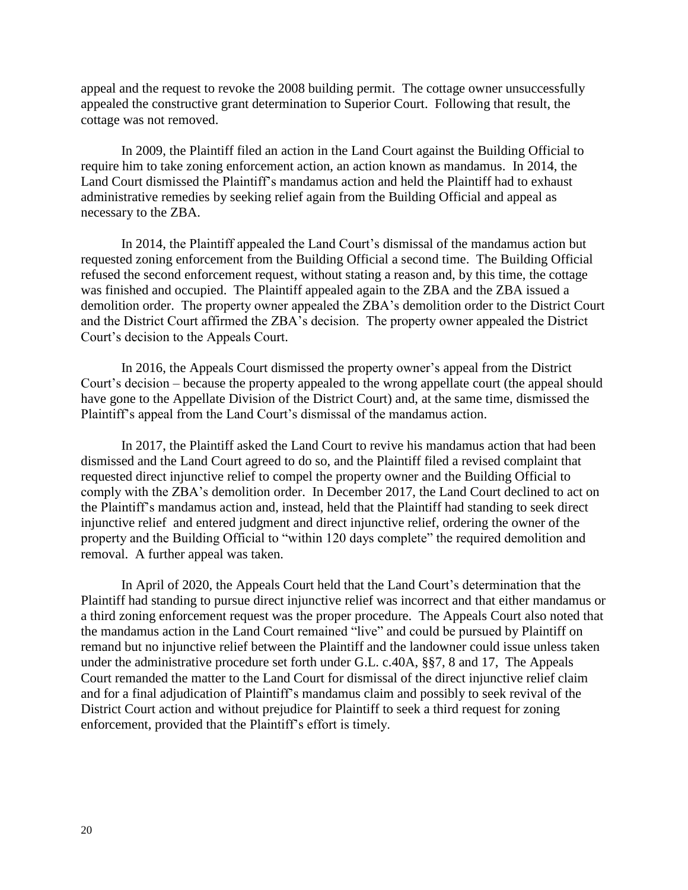appeal and the request to revoke the 2008 building permit. The cottage owner unsuccessfully appealed the constructive grant determination to Superior Court. Following that result, the cottage was not removed.

In 2009, the Plaintiff filed an action in the Land Court against the Building Official to require him to take zoning enforcement action, an action known as mandamus. In 2014, the Land Court dismissed the Plaintiff's mandamus action and held the Plaintiff had to exhaust administrative remedies by seeking relief again from the Building Official and appeal as necessary to the ZBA.

In 2014, the Plaintiff appealed the Land Court's dismissal of the mandamus action but requested zoning enforcement from the Building Official a second time. The Building Official refused the second enforcement request, without stating a reason and, by this time, the cottage was finished and occupied. The Plaintiff appealed again to the ZBA and the ZBA issued a demolition order. The property owner appealed the ZBA's demolition order to the District Court and the District Court affirmed the ZBA's decision. The property owner appealed the District Court's decision to the Appeals Court.

In 2016, the Appeals Court dismissed the property owner's appeal from the District Court's decision – because the property appealed to the wrong appellate court (the appeal should have gone to the Appellate Division of the District Court) and, at the same time, dismissed the Plaintiff's appeal from the Land Court's dismissal of the mandamus action.

In 2017, the Plaintiff asked the Land Court to revive his mandamus action that had been dismissed and the Land Court agreed to do so, and the Plaintiff filed a revised complaint that requested direct injunctive relief to compel the property owner and the Building Official to comply with the ZBA's demolition order. In December 2017, the Land Court declined to act on the Plaintiff's mandamus action and, instead, held that the Plaintiff had standing to seek direct injunctive relief and entered judgment and direct injunctive relief, ordering the owner of the property and the Building Official to "within 120 days complete" the required demolition and removal. A further appeal was taken.

In April of 2020, the Appeals Court held that the Land Court's determination that the Plaintiff had standing to pursue direct injunctive relief was incorrect and that either mandamus or a third zoning enforcement request was the proper procedure. The Appeals Court also noted that the mandamus action in the Land Court remained "live" and could be pursued by Plaintiff on remand but no injunctive relief between the Plaintiff and the landowner could issue unless taken under the administrative procedure set forth under G.L. c.40A, §§7, 8 and 17, The Appeals Court remanded the matter to the Land Court for dismissal of the direct injunctive relief claim and for a final adjudication of Plaintiff's mandamus claim and possibly to seek revival of the District Court action and without prejudice for Plaintiff to seek a third request for zoning enforcement, provided that the Plaintiff's effort is timely.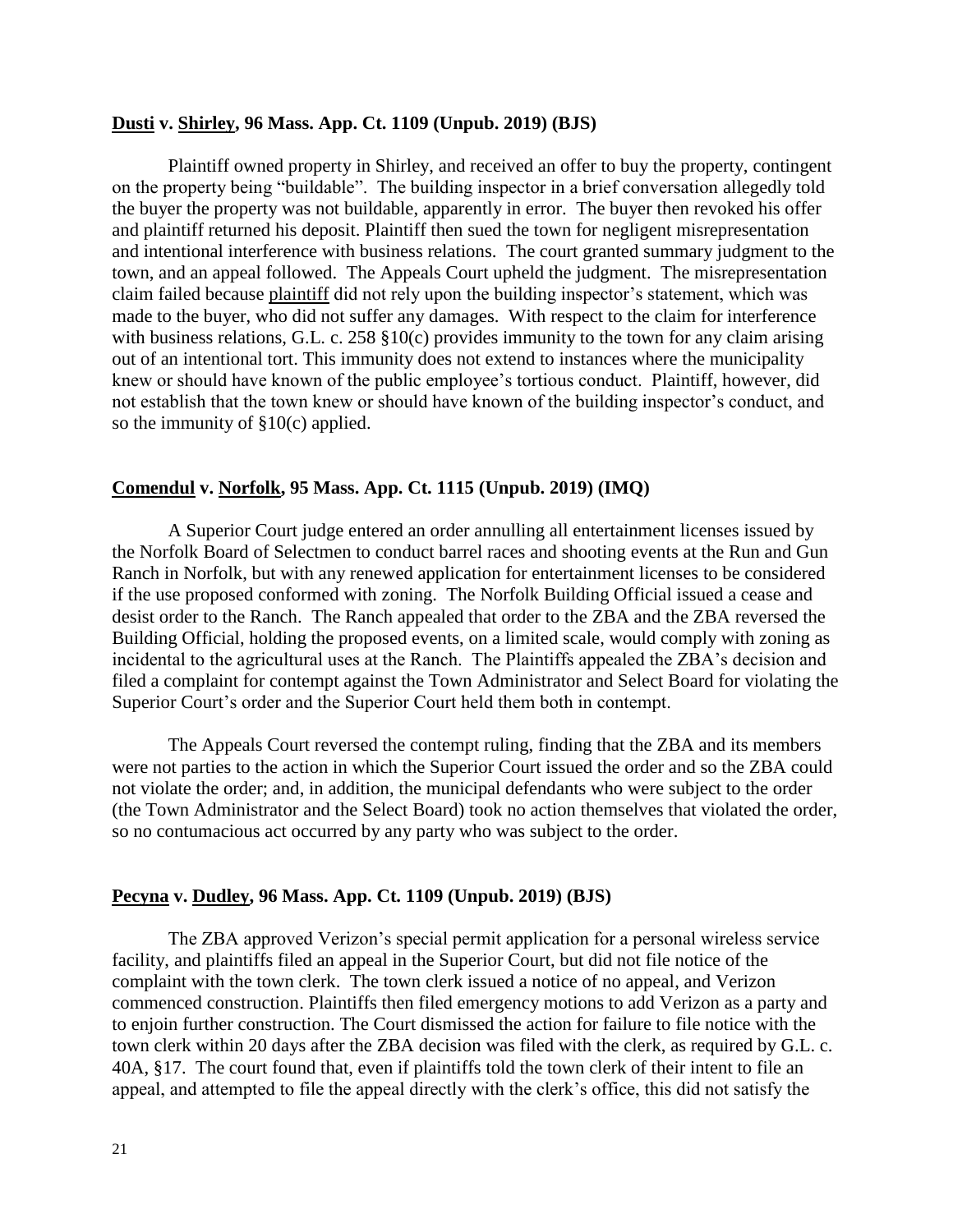**<u>Dusti</u> v. <u>Shirley</u>, 96 Mass. App. Ct. 1109 (Unpub. 2019) (BJS)**

Plaintiff owned property in Shirley, and received an offer to buy the property, contingent on the property being "buildable". The building inspector in a brief conversation allegedly told the buyer the property was not buildable, apparently in error. The buyer then revoked his offer and plaintiff returned his deposit. Plaintiff then sued the town for negligent misrepresentation and intentional interference with business relations. The court granted summary judgment to the town, and an appeal followed. The Appeals Court upheld the judgment. The misrepresentation claim failed because <u>plaintiff</u> did not rely upon the building inspector's statement, which was made to the buyer, who did not suffer any damages. With respect to the claim for interference with business relations, G.L. c. 258 §10(c) provides immunity to the town for any claim arising out of an intentional tort. This immunity does not extend to instances where the municipality knew or should have known of the public employee's tortious conduct. Plaintiff, however, did not establish that the town knew or should have known of the building inspector's conduct, and so the immunity of §10(c) applied.

**<u>Comendul</u> v. <u>Norfolk</u>, 95 Mass. App. Ct. 1115 (Unpub. 2019) (IMQ)**

A Superior Court judge entered an order annulling all entertainment licenses issued by the Norfolk Board of Selectmen to conduct barrel races and shooting events at the Run and Gun Ranch in Norfolk, but with any renewed application for entertainment licenses to be considered if the use proposed conformed with zoning. The Norfolk Building Official issued a cease and desist order to the Ranch. The Ranch appealed that order to the ZBA and the ZBA reversed the Building Official, holding the proposed events, on a limited scale, would comply with zoning as incidental to the agricultural uses at the Ranch. The Plaintiffs appealed the ZBA's decision and filed a complaint for contempt against the Town Administrator and Select Board for violating the Superior Court's order and the Superior Court held them both in contempt.

The Appeals Court reversed the contempt ruling, finding that the ZBA and its members were not parties to the action in which the Superior Court issued the order and so the ZBA could not violate the order; and, in addition, the municipal defendants who were subject to the order (the Town Administrator and the Select Board) took no action themselves that violated the order, so no contumacious act occurred by any party who was subject to the order.

**<u>Pecyna</u> v. <u>Dudley</u>, 96 Mass. App. Ct. 1109 (Unpub. 2019) (BJS)**

The ZBA approved Verizon's special permit application for a personal wireless service facility, and plaintiffs filed an appeal in the Superior Court, but did not file notice of the complaint with the town clerk. The town clerk issued a notice of no appeal, and Verizon commenced construction. Plaintiffs then filed emergency motions to add Verizon as a party and to enjoin further construction. The Court dismissed the action for failure to file notice with the town clerk within 20 days after the ZBA decision was filed with the clerk, as required by G.L. c. 40A, §17. The court found that, even if plaintiffs told the town clerk of their intent to file an appeal, and attempted to file the appeal directly with the clerk's office, this did not satisfy the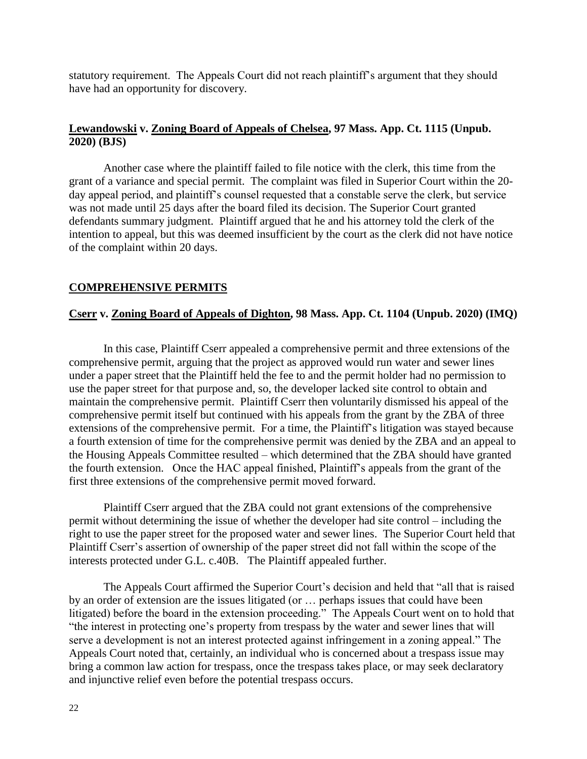statutory requirement. The Appeals Court did not reach plaintiff's argument that they should have had an opportunity for discovery.

### <u>Lewandowski</u> v. <u>Zoning Board of Appeals of Chelsea</u>, 97 Mass. App. Ct. 1115 (Unpub. 2020) (BJS)

Another case where the plaintiff failed to file notice with the clerk, this time from the grant of a variance and special permit. The complaint was filed in Superior Court within the 20-day appeal period, and plaintiff's counsel requested that a constable serve the clerk, but service was not made until 25 days after the board filed its decision. The Superior Court granted defendants summary judgment. Plaintiff argued that he and his attorney told the clerk of the intention to appeal, but this was deemed insufficient by the court as the clerk did not have notice of the complaint within 20 days.

## <u>COMPREHENSIVE PERMITS</u>

### <u>Cserr</u> v. <u>Zoning Board of Appeals of Dighton</u>, 98 Mass. App. Ct. 1104 (Unpub. 2020) (IMQ)

In this case, Plaintiff Cserr appealed a comprehensive permit and three extensions of the comprehensive permit, arguing that the project as approved would run water and sewer lines under a paper street that the Plaintiff held the fee to and the permit holder had no permission to use the paper street for that purpose and, so, the developer lacked site control to obtain and maintain the comprehensive permit. Plaintiff Cserr then voluntarily dismissed his appeal of the comprehensive permit itself but continued with his appeals from the grant by the ZBA of three extensions of the comprehensive permit. For a time, the Plaintiff's litigation was stayed because a fourth extension of time for the comprehensive permit was denied by the ZBA and an appeal to the Housing Appeals Committee resulted – which determined that the ZBA should have granted the fourth extension. Once the HAC appeal finished, Plaintiff's appeals from the grant of the first three extensions of the comprehensive permit moved forward.

Plaintiff Cserr argued that the ZBA could not grant extensions of the comprehensive permit without determining the issue of whether the developer had site control – including the right to use the paper street for the proposed water and sewer lines. The Superior Court held that Plaintiff Cserr's assertion of ownership of the paper street did not fall within the scope of the interests protected under G.L. c.40B. The Plaintiff appealed further.

The Appeals Court affirmed the Superior Court's decision and held that "all that is raised by an order of extension are the issues litigated (or … perhaps issues that could have been litigated) before the board in the extension proceeding." The Appeals Court went on to hold that "the interest in protecting one's property from trespass by the water and sewer lines that will serve a development is not an interest protected against infringement in a zoning appeal." The Appeals Court noted that, certainly, an individual who is concerned about a trespass issue may bring a common law action for trespass, once the trespass takes place, or may seek declaratory and injunctive relief even before the potential trespass occurs.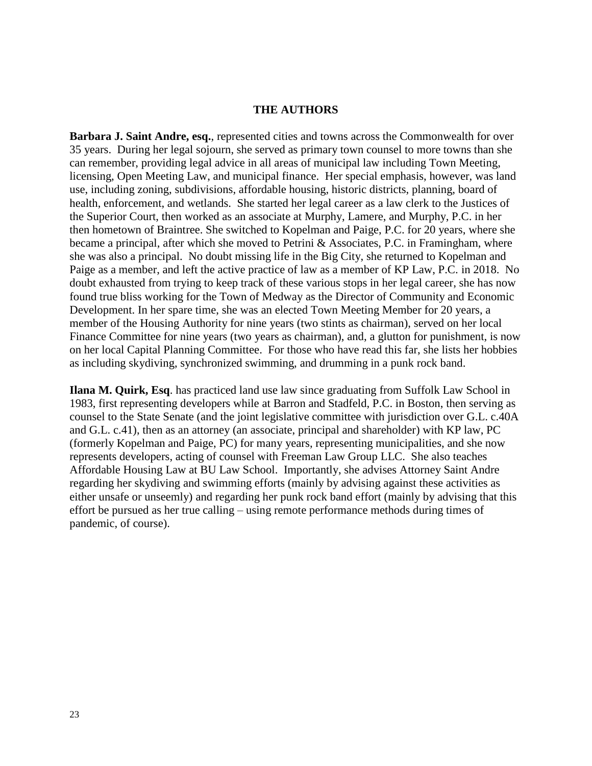## THE AUTHORS

**Barbara J. Saint Andre, esq.**, represented cities and towns across the Commonwealth for over 35 years. During her legal sojourn, she served as primary town counsel to more towns than she can remember, providing legal advice in all areas of municipal law including Town Meeting, licensing, Open Meeting Law, and municipal finance. Her special emphasis, however, was land use, including zoning, subdivisions, affordable housing, historic districts, planning, board of health, enforcement, and wetlands. She started her legal career as a law clerk to the Justices of the Superior Court, then worked as an associate at Murphy, Lamere, and Murphy, P.C. in her then hometown of Braintree. She switched to Kopelman and Paige, P.C. for 20 years, where she became a principal, after which she moved to Petrini & Associates, P.C. in Framingham, where she was also a principal. No doubt missing life in the Big City, she returned to Kopelman and Paige as a member, and left the active practice of law as a member of KP Law, P.C. in 2018. No doubt exhausted from trying to keep track of these various stops in her legal career, she has now found true bliss working for the Town of Medway as the Director of Community and Economic Development. In her spare time, she was an elected Town Meeting Member for 20 years, a member of the Housing Authority for nine years (two stints as chairman), served on her local Finance Committee for nine years (two years as chairman), and, a glutton for punishment, is now on her local Capital Planning Committee. For those who have read this far, she lists her hobbies as including skydiving, synchronized swimming, and drumming in a punk rock band.

**Ilana M. Quirk, Esq**. has practiced land use law since graduating from Suffolk Law School in 1983, first representing developers while at Barron and Stadfeld, P.C. in Boston, then serving as counsel to the State Senate (and the joint legislative committee with jurisdiction over G.L. c.40A and G.L. c.41), then as an attorney (an associate, principal and shareholder) with KP law, PC (formerly Kopelman and Paige, PC) for many years, representing municipalities, and she now represents developers, acting of counsel with Freeman Law Group LLC. She also teaches Affordable Housing Law at BU Law School. Importantly, she advises Attorney Saint Andre regarding her skydiving and swimming efforts (mainly by advising against these activities as either unsafe or unseemly) and regarding her punk rock band effort (mainly by advising that this effort be pursued as her true calling – using remote performance methods during times of pandemic, of course).